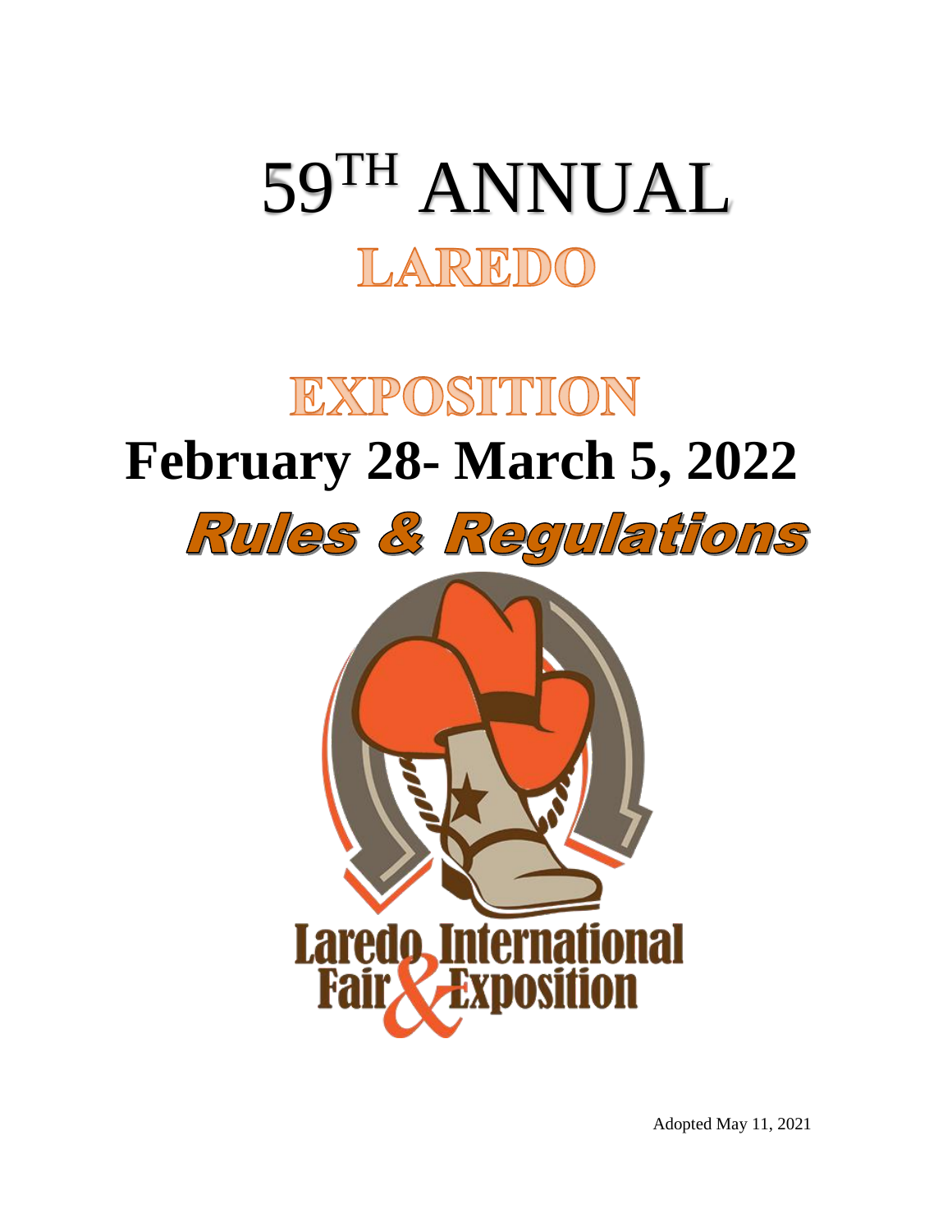# 59TH ANNUAL

# LAREDO

# EXPOSITION

# February 28- March 5, 2022

# Rules & Regulations

Laredo International Fair & Exposition

Adopted May 11, 2021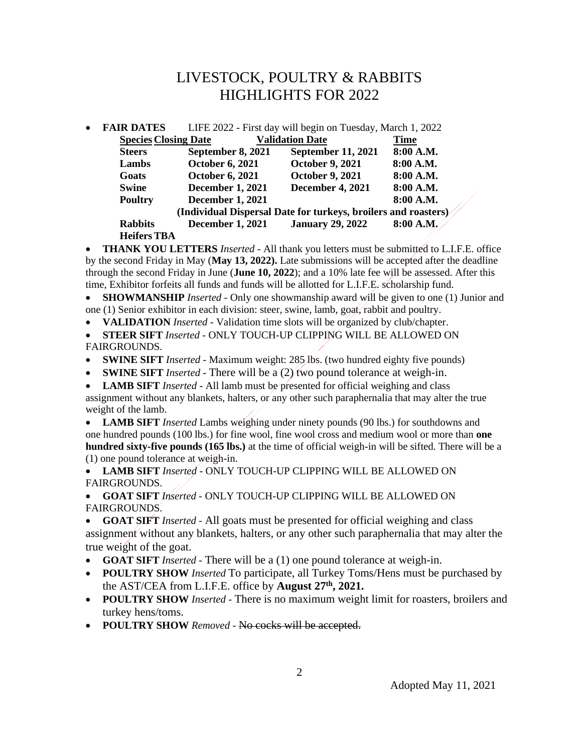# LIVESTOCK, POULTRY & RABBITS HIGHLIGHTS FOR 2022

- **FAIR DATES** LIFE 2022 - First day will begin on Tuesday, March 1, 2022

| Species | Closing Date | Validation Date | Time |
|---|---|---|---|
| **Steers** | **September 8, 2021** | **September 11, 2021** | **8:00 A.M.** |
| **Lambs** | **October 6, 2021** | **October 9, 2021** | **8:00 A.M.** |
| **Goats** | **October 6, 2021** | **October 9, 2021** | **8:00 A.M.** |
| **Swine** | **December 1, 2021** | **December 4, 2021** | **8:00 A.M.** |
| **Poultry** | **December 1, 2021** | | **8:00 A.M.** |
| | **(Individual Dispersal Date for turkeys, broilers and roasters)** | | |
| **Rabbits** | **December 1, 2021** | **January 29, 2022** | **8:00 A.M.** |
| **Heifers** | **TBA** | | |

- **THANK YOU LETTERS** *Inserted* - All thank you letters must be submitted to L.I.F.E. office by the second Friday in May (**May 13, 2022).** Late submissions will be accepted after the deadline through the second Friday in June (**June 10, 2022**); and a 10% late fee will be assessed. After this time, Exhibitor forfeits all funds and funds will be allotted for L.I.F.E. scholarship fund.
- **SHOWMANSHIP** *Inserted* - Only one showmanship award will be given to one (1) Junior and one (1) Senior exhibitor in each division: steer, swine, lamb, goat, rabbit and poultry.
- **VALIDATION** *Inserted* - Validation time slots will be organized by club/chapter.
- **STEER SIFT** *Inserted* - ONLY TOUCH-UP CLIPPING WILL BE ALLOWED ON FAIRGROUNDS.
- **SWINE SIFT** *Inserted* - Maximum weight: 285 lbs. (two hundred eighty five pounds)
- **SWINE SIFT** *Inserted* - There will be a (2) two pound tolerance at weigh-in.
- **LAMB SIFT** *Inserted* - All lamb must be presented for official weighing and class assignment without any blankets, halters, or any other such paraphernalia that may alter the true weight of the lamb.
- **LAMB SIFT** *Inserted* Lambs weighing under ninety pounds (90 lbs.) for southdowns and one hundred pounds (100 lbs.) for fine wool, fine wool cross and medium wool or more than **one hundred sixty-five pounds (165 lbs.)** at the time of official weigh-in will be sifted. There will be a (1) one pound tolerance at weigh-in.
- **LAMB SIFT** *Inserted* - ONLY TOUCH-UP CLIPPING WILL BE ALLOWED ON FAIRGROUNDS.
- **GOAT SIFT** *Inserted* - ONLY TOUCH-UP CLIPPING WILL BE ALLOWED ON FAIRGROUNDS.
- **GOAT SIFT** *Inserted* - All goats must be presented for official weighing and class assignment without any blankets, halters, or any other such paraphernalia that may alter the true weight of the goat.
- **GOAT SIFT** *Inserted* - There will be a (1) one pound tolerance at weigh-in.
- **POULTRY SHOW** *Inserted* To participate, all Turkey Toms/Hens must be purchased by the AST/CEA from L.I.F.E. office by **August 27th, 2021.**
- **POULTRY SHOW** *Inserted* - There is no maximum weight limit for roasters, broilers and turkey hens/toms.
- **POULTRY SHOW** *Removed* - ~~No cocks will be accepted.~~

Adopted May 11, 2021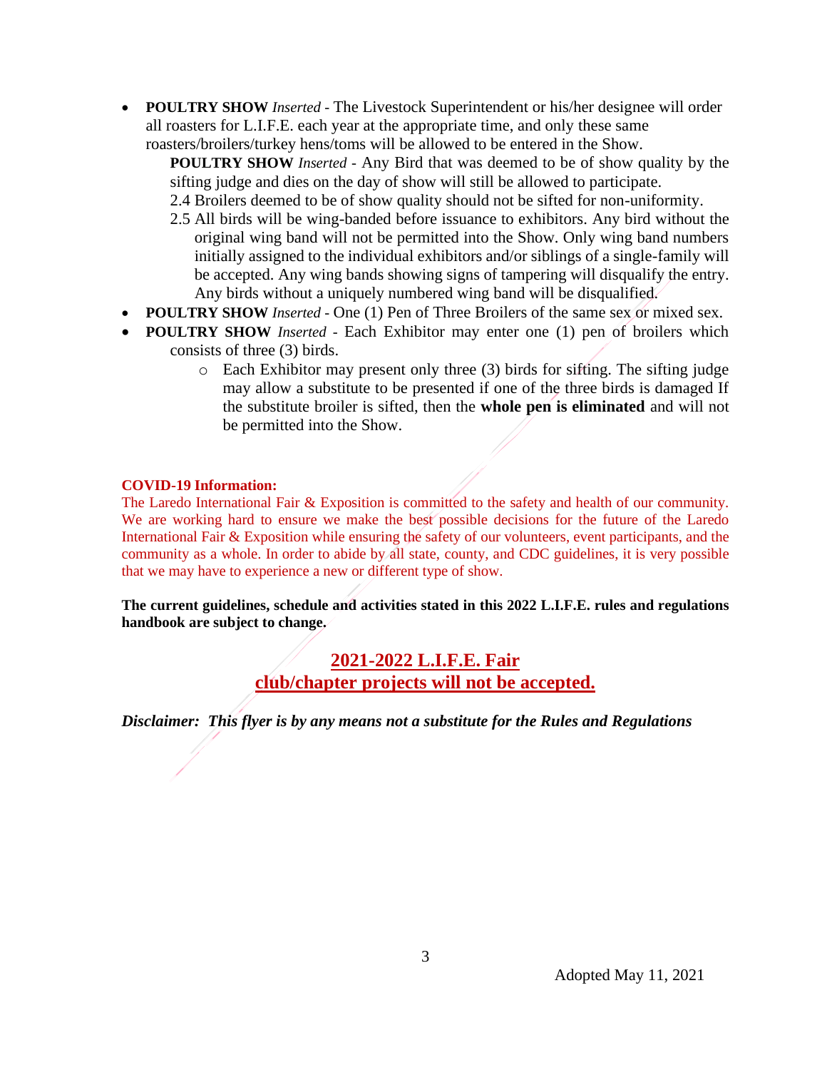- **POULTRY SHOW** *Inserted* - The Livestock Superintendent or his/her designee will order all roasters for L.I.F.E. each year at the appropriate time, and only these same roasters/broilers/turkey hens/toms will be allowed to be entered in the Show.

  **POULTRY SHOW** *Inserted* - Any Bird that was deemed to be of show quality by the sifting judge and dies on the day of show will still be allowed to participate.

  2.4 Broilers deemed to be of show quality should not be sifted for non-uniformity.

  2.5 All birds will be wing-banded before issuance to exhibitors. Any bird without the original wing band will not be permitted into the Show. Only wing band numbers initially assigned to the individual exhibitors and/or siblings of a single-family will be accepted. Any wing bands showing signs of tampering will disqualify the entry. Any birds without a uniquely numbered wing band will be disqualified.
- **POULTRY SHOW** *Inserted* - One (1) Pen of Three Broilers of the same sex or mixed sex.
- **POULTRY SHOW** *Inserted* - Each Exhibitor may enter one (1) pen of broilers which consists of three (3) birds.
  - Each Exhibitor may present only three (3) birds for sifting. The sifting judge may allow a substitute to be presented if one of the three birds is damaged If the substitute broiler is sifted, then the **whole pen is eliminated** and will not be permitted into the Show.

**COVID-19 Information:**

The Laredo International Fair & Exposition is committed to the safety and health of our community. We are working hard to ensure we make the best possible decisions for the future of the Laredo International Fair & Exposition while ensuring the safety of our volunteers, event participants, and the community as a whole. In order to abide by all state, county, and CDC guidelines, it is very possible that we may have to experience a new or different type of show.

**The current guidelines, schedule and activities stated in this 2022 L.I.F.E. rules and regulations handbook are subject to change.**

## 2021-2022 L.I.F.E. Fair club/chapter projects will not be accepted.

***Disclaimer: This flyer is by any means not a substitute for the Rules and Regulations***

Adopted May 11, 2021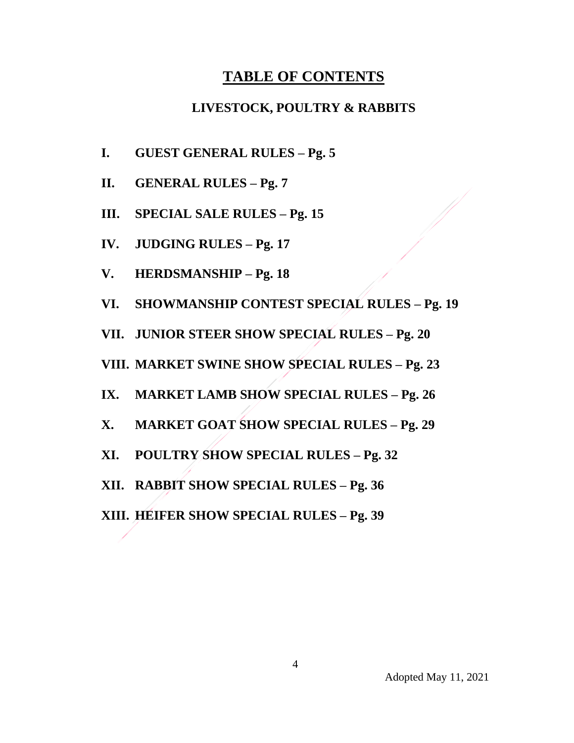# TABLE OF CONTENTS

## LIVESTOCK, POULTRY & RABBITS

**I. GUEST GENERAL RULES – Pg. 5**

**II. GENERAL RULES – Pg. 7**

**III. SPECIAL SALE RULES – Pg. 15**

**IV. JUDGING RULES – Pg. 17**

**V. HERDSMANSHIP – Pg. 18**

**VI. SHOWMANSHIP CONTEST SPECIAL RULES – Pg. 19**

**VII. JUNIOR STEER SHOW SPECIAL RULES – Pg. 20**

**VIII. MARKET SWINE SHOW SPECIAL RULES – Pg. 23**

**IX. MARKET LAMB SHOW SPECIAL RULES – Pg. 26**

**X. MARKET GOAT SHOW SPECIAL RULES – Pg. 29**

**XI. POULTRY SHOW SPECIAL RULES – Pg. 32**

**XII. RABBIT SHOW SPECIAL RULES – Pg. 36**

**XIII. HEIFER SHOW SPECIAL RULES – Pg. 39**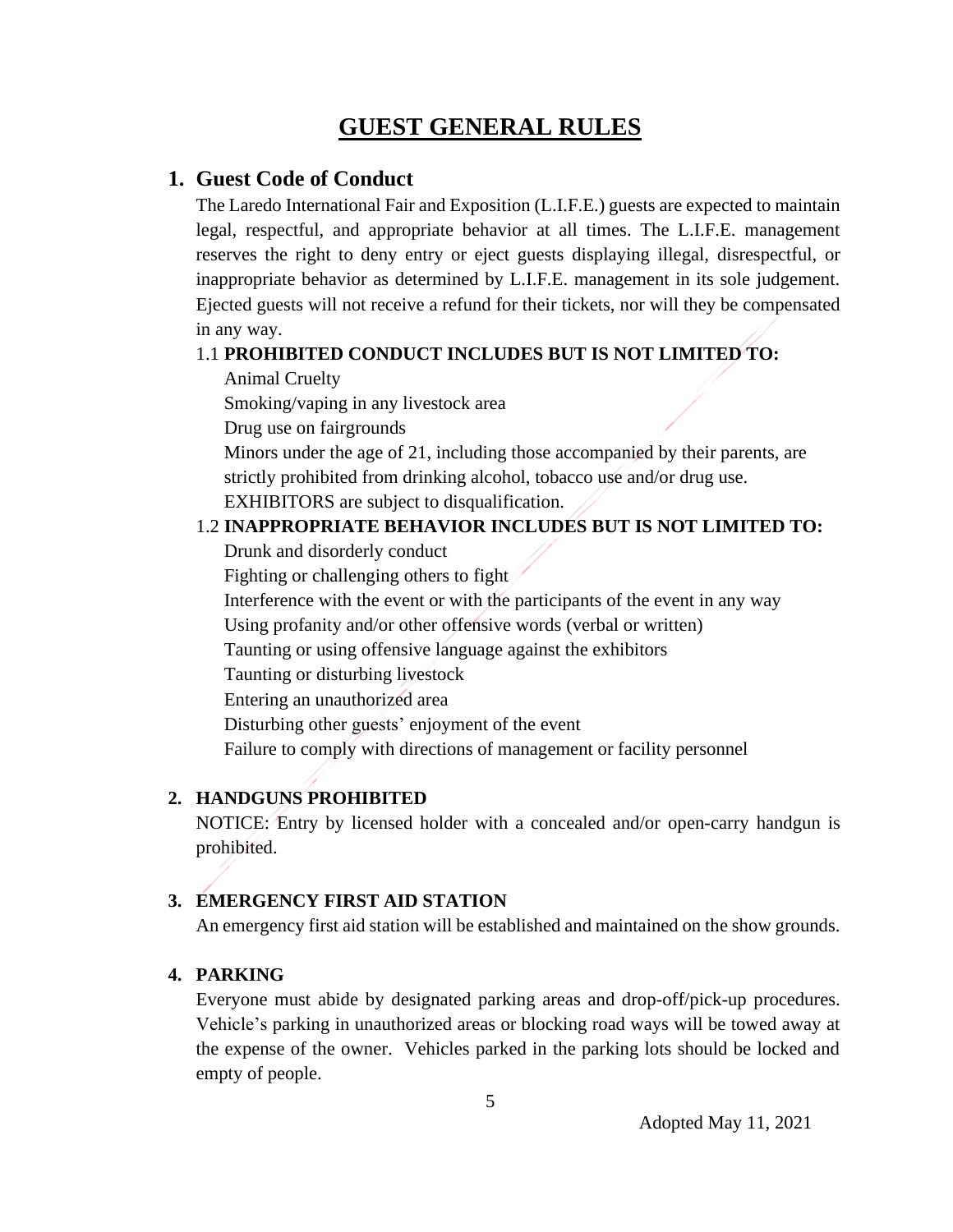# GUEST GENERAL RULES

## 1. Guest Code of Conduct

The Laredo International Fair and Exposition (L.I.F.E.) guests are expected to maintain legal, respectful, and appropriate behavior at all times. The L.I.F.E. management reserves the right to deny entry or eject guests displaying illegal, disrespectful, or inappropriate behavior as determined by L.I.F.E. management in its sole judgement. Ejected guests will not receive a refund for their tickets, nor will they be compensated in any way.

1.1 **PROHIBITED CONDUCT INCLUDES BUT IS NOT LIMITED TO:**

Animal Cruelty
Smoking/vaping in any livestock area
Drug use on fairgrounds
Minors under the age of 21, including those accompanied by their parents, are strictly prohibited from drinking alcohol, tobacco use and/or drug use.
EXHIBITORS are subject to disqualification.

1.2 **INAPPROPRIATE BEHAVIOR INCLUDES BUT IS NOT LIMITED TO:**

Drunk and disorderly conduct
Fighting or challenging others to fight
Interference with the event or with the participants of the event in any way
Using profanity and/or other offensive words (verbal or written)
Taunting or using offensive language against the exhibitors
Taunting or disturbing livestock
Entering an unauthorized area
Disturbing other guests' enjoyment of the event
Failure to comply with directions of management or facility personnel

**2. HANDGUNS PROHIBITED**

NOTICE: Entry by licensed holder with a concealed and/or open-carry handgun is prohibited.

**3. EMERGENCY FIRST AID STATION**

An emergency first aid station will be established and maintained on the show grounds.

**4. PARKING**

Everyone must abide by designated parking areas and drop-off/pick-up procedures. Vehicle's parking in unauthorized areas or blocking road ways will be towed away at the expense of the owner. Vehicles parked in the parking lots should be locked and empty of people.

Adopted May 11, 2021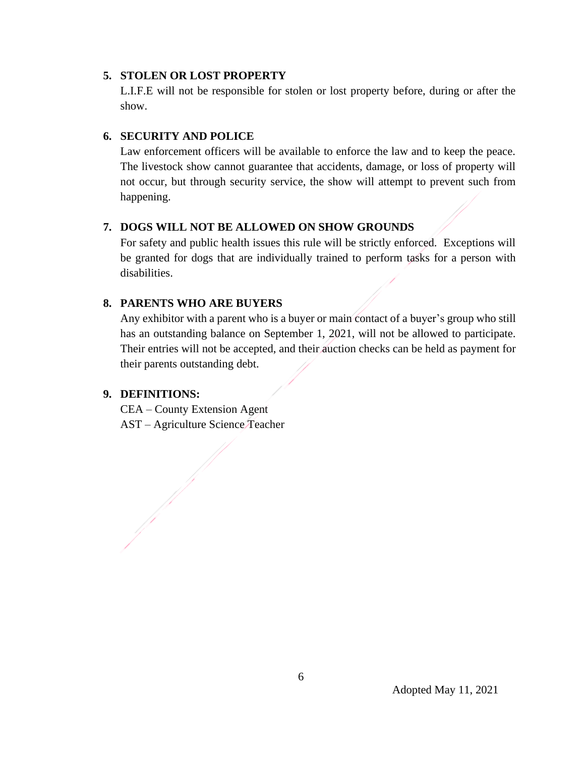5. **STOLEN OR LOST PROPERTY**
   L.I.F.E will not be responsible for stolen or lost property before, during or after the show.

6. **SECURITY AND POLICE**
   Law enforcement officers will be available to enforce the law and to keep the peace. The livestock show cannot guarantee that accidents, damage, or loss of property will not occur, but through security service, the show will attempt to prevent such from happening.

7. **DOGS WILL NOT BE ALLOWED ON SHOW GROUNDS**
   For safety and public health issues this rule will be strictly enforced. Exceptions will be granted for dogs that are individually trained to perform tasks for a person with disabilities.

8. **PARENTS WHO ARE BUYERS**
   Any exhibitor with a parent who is a buyer or main contact of a buyer's group who still has an outstanding balance on September 1, 2021, will not be allowed to participate. Their entries will not be accepted, and their auction checks can be held as payment for their parents outstanding debt.

9. **DEFINITIONS:**
   CEA – County Extension Agent
   AST – Agriculture Science Teacher

Adopted May 11, 2021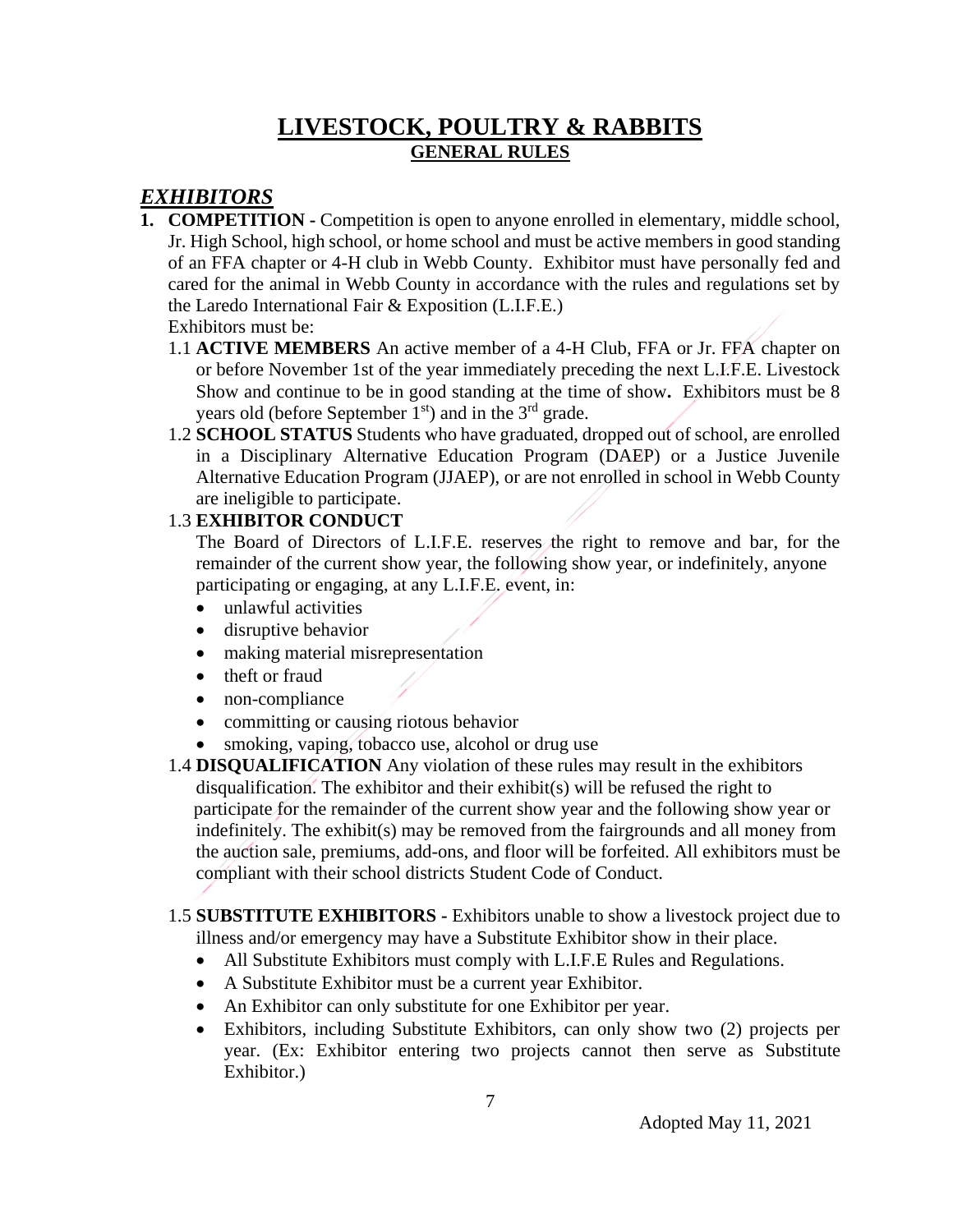# LIVESTOCK, POULTRY & RABBITS

## GENERAL RULES

## *EXHIBITORS*

1. **COMPETITION -** Competition is open to anyone enrolled in elementary, middle school, Jr. High School, high school, or home school and must be active members in good standing of an FFA chapter or 4-H club in Webb County. Exhibitor must have personally fed and cared for the animal in Webb County in accordance with the rules and regulations set by the Laredo International Fair & Exposition (L.I.F.E.)

   Exhibitors must be:

   1.1 **ACTIVE MEMBERS** An active member of a 4-H Club, FFA or Jr. FFA chapter on or before November 1st of the year immediately preceding the next L.I.F.E. Livestock Show and continue to be in good standing at the time of show**.** Exhibitors must be 8 years old (before September 1st) and in the 3rd grade.

   1.2 **SCHOOL STATUS** Students who have graduated, dropped out of school, are enrolled in a Disciplinary Alternative Education Program (DAEP) or a Justice Juvenile Alternative Education Program (JJAEP), or are not enrolled in school in Webb County are ineligible to participate.

   1.3 **EXHIBITOR CONDUCT**

   The Board of Directors of L.I.F.E. reserves the right to remove and bar, for the remainder of the current show year, the following show year, or indefinitely, anyone participating or engaging, at any L.I.F.E. event, in:

   - unlawful activities
   - disruptive behavior
   - making material misrepresentation
   - theft or fraud
   - non-compliance
   - committing or causing riotous behavior
   - smoking, vaping, tobacco use, alcohol or drug use

   1.4 **DISQUALIFICATION** Any violation of these rules may result in the exhibitors disqualification. The exhibitor and their exhibit(s) will be refused the right to participate for the remainder of the current show year and the following show year or indefinitely. The exhibit(s) may be removed from the fairgrounds and all money from the auction sale, premiums, add-ons, and floor will be forfeited. All exhibitors must be compliant with their school districts Student Code of Conduct.

   1.5 **SUBSTITUTE EXHIBITORS -** Exhibitors unable to show a livestock project due to illness and/or emergency may have a Substitute Exhibitor show in their place.

   - All Substitute Exhibitors must comply with L.I.F.E Rules and Regulations.
   - A Substitute Exhibitor must be a current year Exhibitor.
   - An Exhibitor can only substitute for one Exhibitor per year.
   - Exhibitors, including Substitute Exhibitors, can only show two (2) projects per year. (Ex: Exhibitor entering two projects cannot then serve as Substitute Exhibitor.)

Adopted May 11, 2021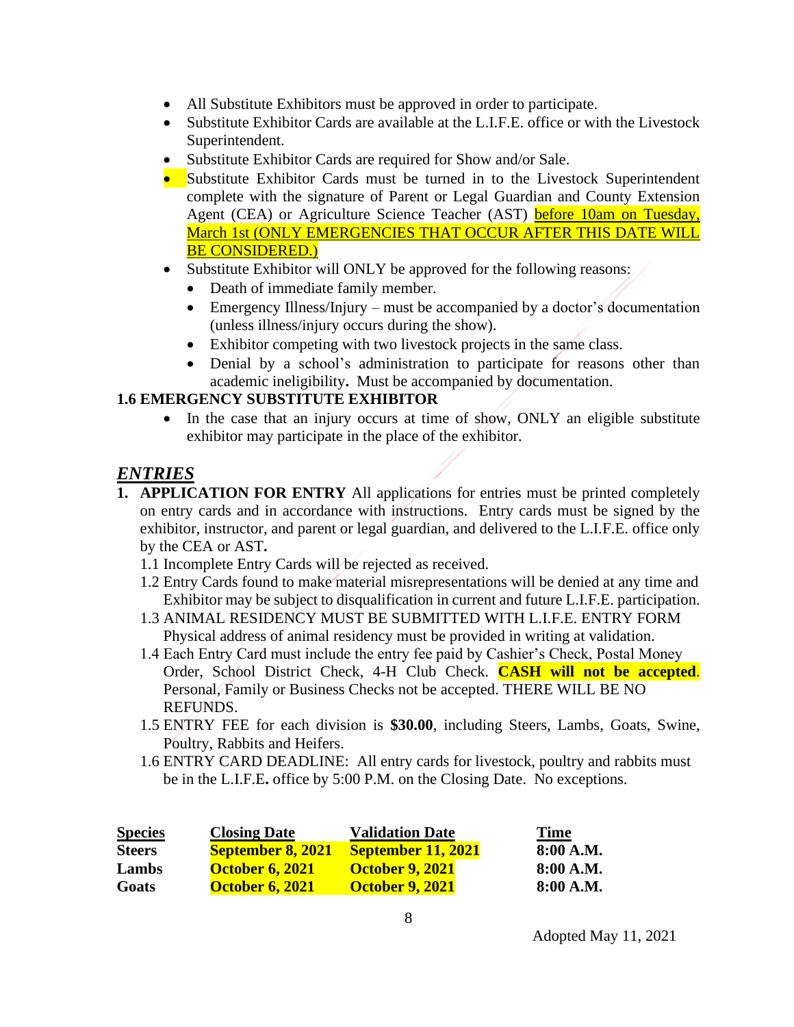- All Substitute Exhibitors must be approved in order to participate.
- Substitute Exhibitor Cards are available at the L.I.F.E. office or with the Livestock Superintendent.
- Substitute Exhibitor Cards are required for Show and/or Sale.
- Substitute Exhibitor Cards must be turned in to the Livestock Superintendent complete with the signature of Parent or Legal Guardian and County Extension Agent (CEA) or Agriculture Science Teacher (AST) before 10am on Tuesday, March 1st (ONLY EMERGENCIES THAT OCCUR AFTER THIS DATE WILL BE CONSIDERED.)
- Substitute Exhibitor will ONLY be approved for the following reasons:
  - Death of immediate family member.
  - Emergency Illness/Injury – must be accompanied by a doctor's documentation (unless illness/injury occurs during the show).
  - Exhibitor competing with two livestock projects in the same class.
  - Denial by a school's administration to participate for reasons other than academic ineligibility**.** Must be accompanied by documentation.

**1.6 EMERGENCY SUBSTITUTE EXHIBITOR**

- In the case that an injury occurs at time of show, ONLY an eligible substitute exhibitor may participate in the place of the exhibitor.

## *ENTRIES*

1. **APPLICATION FOR ENTRY** All applications for entries must be printed completely on entry cards and in accordance with instructions. Entry cards must be signed by the exhibitor, instructor, and parent or legal guardian, and delivered to the L.I.F.E. office only by the CEA or AST**.**

   1.1 Incomplete Entry Cards will be rejected as received.

   1.2 Entry Cards found to make material misrepresentations will be denied at any time and Exhibitor may be subject to disqualification in current and future L.I.F.E. participation.

   1.3 ANIMAL RESIDENCY MUST BE SUBMITTED WITH L.I.F.E. ENTRY FORM Physical address of animal residency must be provided in writing at validation.

   1.4 Each Entry Card must include the entry fee paid by Cashier's Check, Postal Money Order, School District Check, 4-H Club Check. **CASH will not be accepted**. Personal, Family or Business Checks not be accepted. THERE WILL BE NO REFUNDS.

   1.5 ENTRY FEE for each division is **$30.00**, including Steers, Lambs, Goats, Swine, Poultry, Rabbits and Heifers.

   1.6 ENTRY CARD DEADLINE: All entry cards for livestock, poultry and rabbits must be in the L.I.F.E**.** office by 5:00 P.M. on the Closing Date. No exceptions.

| **Species** | **Closing Date** | **Validation Date** | **Time** |
|---|---|---|---|
| **Steers** | **September 8, 2021** | **September 11, 2021** | **8:00 A.M.** |
| **Lambs** | **October 6, 2021** | **October 9, 2021** | **8:00 A.M.** |
| **Goats** | **October 6, 2021** | **October 9, 2021** | **8:00 A.M.** |

Adopted May 11, 2021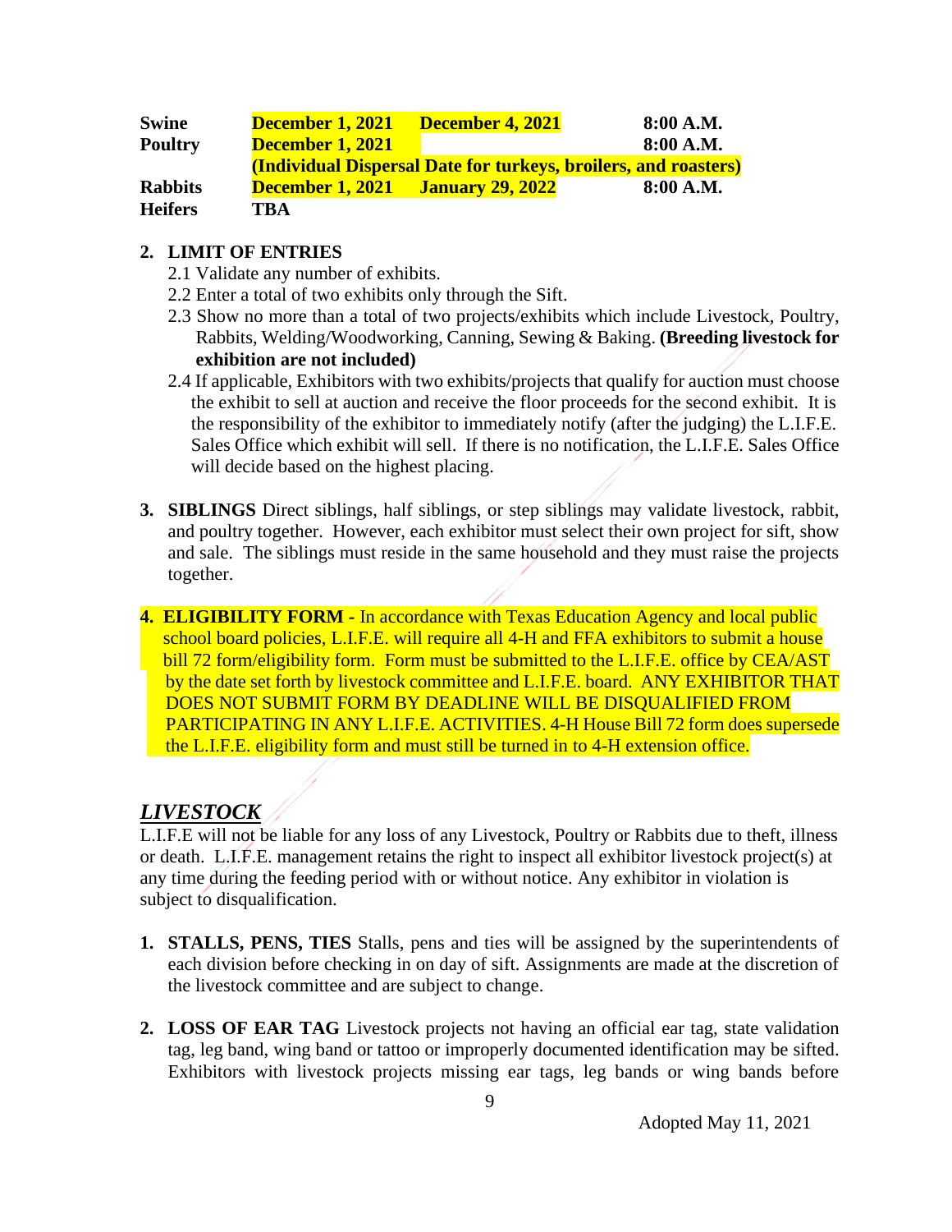| | | | |
|---|---|---|---|
| **Swine** | **December 1, 2021** | **December 4, 2021** | **8:00 A.M.** |
| **Poultry** | **December 1, 2021** | | **8:00 A.M.** |
| | **(Individual Dispersal Date for turkeys, broilers, and roasters)** | | |
| **Rabbits** | **December 1, 2021** | **January 29, 2022** | **8:00 A.M.** |
| **Heifers** | **TBA** | | |

2. **LIMIT OF ENTRIES**
   - 2.1 Validate any number of exhibits.
   - 2.2 Enter a total of two exhibits only through the Sift.
   - 2.3 Show no more than a total of two projects/exhibits which include Livestock, Poultry, Rabbits, Welding/Woodworking, Canning, Sewing & Baking. **(Breeding livestock for exhibition are not included)**
   - 2.4 If applicable, Exhibitors with two exhibits/projects that qualify for auction must choose the exhibit to sell at auction and receive the floor proceeds for the second exhibit. It is the responsibility of the exhibitor to immediately notify (after the judging) the L.I.F.E. Sales Office which exhibit will sell. If there is no notification, the L.I.F.E. Sales Office will decide based on the highest placing.

3. **SIBLINGS** Direct siblings, half siblings, or step siblings may validate livestock, rabbit, and poultry together. However, each exhibitor must select their own project for sift, show and sale. The siblings must reside in the same household and they must raise the projects together.

4. **ELIGIBILITY FORM -** In accordance with Texas Education Agency and local public school board policies, L.I.F.E. will require all 4-H and FFA exhibitors to submit a house bill 72 form/eligibility form. Form must be submitted to the L.I.F.E. office by CEA/AST by the date set forth by livestock committee and L.I.F.E. board. ANY EXHIBITOR THAT DOES NOT SUBMIT FORM BY DEADLINE WILL BE DISQUALIFIED FROM PARTICIPATING IN ANY L.I.F.E. ACTIVITIES. 4-H House Bill 72 form does supersede the L.I.F.E. eligibility form and must still be turned in to 4-H extension office.

## ***LIVESTOCK***

L.I.F.E will not be liable for any loss of any Livestock, Poultry or Rabbits due to theft, illness or death. L.I.F.E. management retains the right to inspect all exhibitor livestock project(s) at any time during the feeding period with or without notice. Any exhibitor in violation is subject to disqualification.

1. **STALLS, PENS, TIES** Stalls, pens and ties will be assigned by the superintendents of each division before checking in on day of sift. Assignments are made at the discretion of the livestock committee and are subject to change.

2. **LOSS OF EAR TAG** Livestock projects not having an official ear tag, state validation tag, leg band, wing band or tattoo or improperly documented identification may be sifted. Exhibitors with livestock projects missing ear tags, leg bands or wing bands before

Adopted May 11, 2021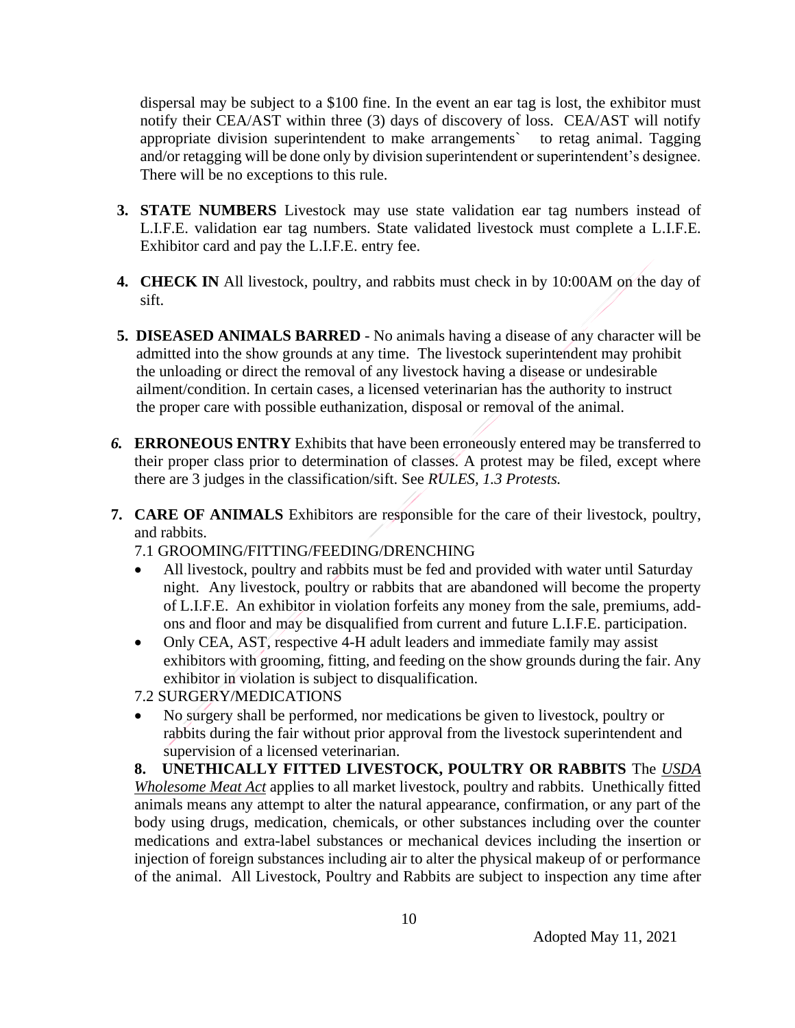dispersal may be subject to a $100 fine. In the event an ear tag is lost, the exhibitor must notify their CEA/AST within three (3) days of discovery of loss. CEA/AST will notify appropriate division superintendent to make arrangements` to retag animal. Tagging and/or retagging will be done only by division superintendent or superintendent's designee. There will be no exceptions to this rule.

3. **STATE NUMBERS** Livestock may use state validation ear tag numbers instead of L.I.F.E. validation ear tag numbers. State validated livestock must complete a L.I.F.E. Exhibitor card and pay the L.I.F.E. entry fee.

4. **CHECK IN** All livestock, poultry, and rabbits must check in by 10:00AM on the day of sift.

5. **DISEASED ANIMALS BARRED** - No animals having a disease of any character will be admitted into the show grounds at any time. The livestock superintendent may prohibit the unloading or direct the removal of any livestock having a disease or undesirable ailment/condition. In certain cases, a licensed veterinarian has the authority to instruct the proper care with possible euthanization, disposal or removal of the animal.

6. **ERRONEOUS ENTRY** Exhibits that have been erroneously entered may be transferred to their proper class prior to determination of classes. A protest may be filed, except where there are 3 judges in the classification/sift. See *RULES, 1.3 Protests.*

7. **CARE OF ANIMALS** Exhibitors are responsible for the care of their livestock, poultry, and rabbits.

   7.1 GROOMING/FITTING/FEEDING/DRENCHING

   - All livestock, poultry and rabbits must be fed and provided with water until Saturday night. Any livestock, poultry or rabbits that are abandoned will become the property of L.I.F.E. An exhibitor in violation forfeits any money from the sale, premiums, add-ons and floor and may be disqualified from current and future L.I.F.E. participation.
   - Only CEA, AST, respective 4-H adult leaders and immediate family may assist exhibitors with grooming, fitting, and feeding on the show grounds during the fair. Any exhibitor in violation is subject to disqualification.

   7.2 SURGERY/MEDICATIONS

   - No surgery shall be performed, nor medications be given to livestock, poultry or rabbits during the fair without prior approval from the livestock superintendent and supervision of a licensed veterinarian.

8. **UNETHICALLY FITTED LIVESTOCK, POULTRY OR RABBITS** The *USDA Wholesome Meat Act* applies to all market livestock, poultry and rabbits. Unethically fitted animals means any attempt to alter the natural appearance, confirmation, or any part of the body using drugs, medication, chemicals, or other substances including over the counter medications and extra-label substances or mechanical devices including the insertion or injection of foreign substances including air to alter the physical makeup of or performance of the animal. All Livestock, Poultry and Rabbits are subject to inspection any time after

Adopted May 11, 2021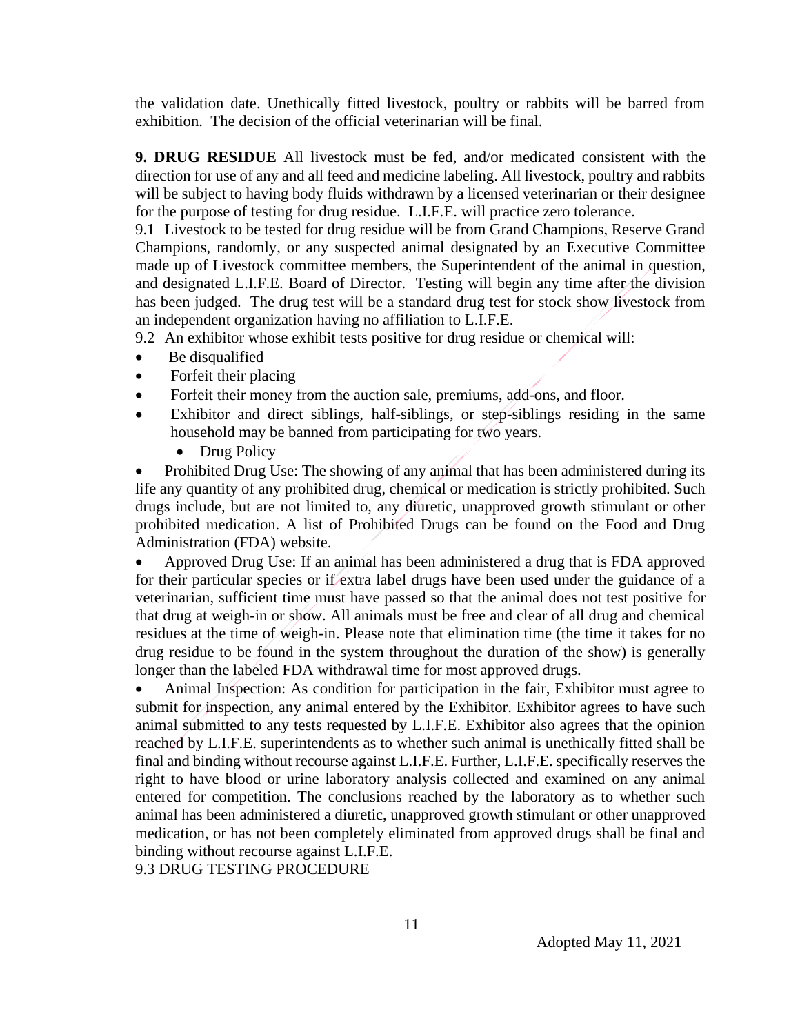the validation date. Unethically fitted livestock, poultry or rabbits will be barred from exhibition. The decision of the official veterinarian will be final.

**9. DRUG RESIDUE** All livestock must be fed, and/or medicated consistent with the direction for use of any and all feed and medicine labeling. All livestock, poultry and rabbits will be subject to having body fluids withdrawn by a licensed veterinarian or their designee for the purpose of testing for drug residue. L.I.F.E. will practice zero tolerance.

9.1 Livestock to be tested for drug residue will be from Grand Champions, Reserve Grand Champions, randomly, or any suspected animal designated by an Executive Committee made up of Livestock committee members, the Superintendent of the animal in question, and designated L.I.F.E. Board of Director. Testing will begin any time after the division has been judged. The drug test will be a standard drug test for stock show livestock from an independent organization having no affiliation to L.I.F.E.

9.2 An exhibitor whose exhibit tests positive for drug residue or chemical will:

- Be disqualified
- Forfeit their placing
- Forfeit their money from the auction sale, premiums, add-ons, and floor.
- Exhibitor and direct siblings, half-siblings, or step-siblings residing in the same household may be banned from participating for two years.
  - Drug Policy
- Prohibited Drug Use: The showing of any animal that has been administered during its life any quantity of any prohibited drug, chemical or medication is strictly prohibited. Such drugs include, but are not limited to, any diuretic, unapproved growth stimulant or other prohibited medication. A list of Prohibited Drugs can be found on the Food and Drug Administration (FDA) website.
- Approved Drug Use: If an animal has been administered a drug that is FDA approved for their particular species or if extra label drugs have been used under the guidance of a veterinarian, sufficient time must have passed so that the animal does not test positive for that drug at weigh-in or show. All animals must be free and clear of all drug and chemical residues at the time of weigh-in. Please note that elimination time (the time it takes for no drug residue to be found in the system throughout the duration of the show) is generally longer than the labeled FDA withdrawal time for most approved drugs.
- Animal Inspection: As condition for participation in the fair, Exhibitor must agree to submit for inspection, any animal entered by the Exhibitor. Exhibitor agrees to have such animal submitted to any tests requested by L.I.F.E. Exhibitor also agrees that the opinion reached by L.I.F.E. superintendents as to whether such animal is unethically fitted shall be final and binding without recourse against L.I.F.E. Further, L.I.F.E. specifically reserves the right to have blood or urine laboratory analysis collected and examined on any animal entered for competition. The conclusions reached by the laboratory as to whether such animal has been administered a diuretic, unapproved growth stimulant or other unapproved medication, or has not been completely eliminated from approved drugs shall be final and binding without recourse against L.I.F.E.

9.3 DRUG TESTING PROCEDURE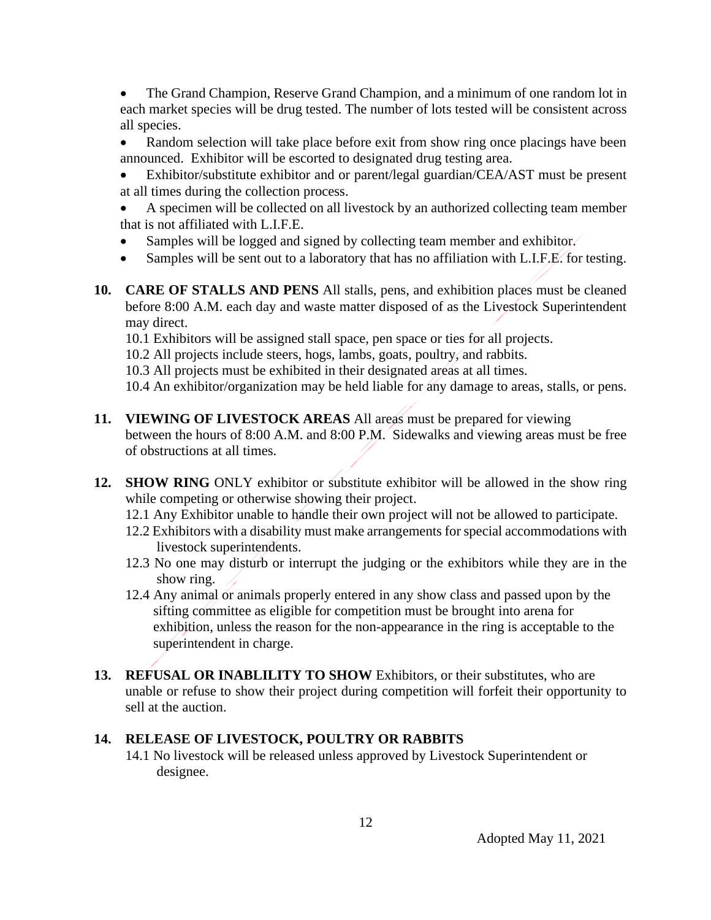- The Grand Champion, Reserve Grand Champion, and a minimum of one random lot in each market species will be drug tested. The number of lots tested will be consistent across all species.
- Random selection will take place before exit from show ring once placings have been announced. Exhibitor will be escorted to designated drug testing area.
- Exhibitor/substitute exhibitor and or parent/legal guardian/CEA/AST must be present at all times during the collection process.
- A specimen will be collected on all livestock by an authorized collecting team member that is not affiliated with L.I.F.E.
- Samples will be logged and signed by collecting team member and exhibitor.
- Samples will be sent out to a laboratory that has no affiliation with L.I.F.E. for testing.

**10. CARE OF STALLS AND PENS** All stalls, pens, and exhibition places must be cleaned before 8:00 A.M. each day and waste matter disposed of as the Livestock Superintendent may direct.

10.1 Exhibitors will be assigned stall space, pen space or ties for all projects.

10.2 All projects include steers, hogs, lambs, goats, poultry, and rabbits.

10.3 All projects must be exhibited in their designated areas at all times.

10.4 An exhibitor/organization may be held liable for any damage to areas, stalls, or pens.

**11. VIEWING OF LIVESTOCK AREAS** All areas must be prepared for viewing between the hours of 8:00 A.M. and 8:00 P.M. Sidewalks and viewing areas must be free of obstructions at all times.

**12. SHOW RING** ONLY exhibitor or substitute exhibitor will be allowed in the show ring while competing or otherwise showing their project.

12.1 Any Exhibitor unable to handle their own project will not be allowed to participate.

12.2 Exhibitors with a disability must make arrangements for special accommodations with livestock superintendents.

12.3 No one may disturb or interrupt the judging or the exhibitors while they are in the show ring.

12.4 Any animal or animals properly entered in any show class and passed upon by the sifting committee as eligible for competition must be brought into arena for exhibition, unless the reason for the non-appearance in the ring is acceptable to the superintendent in charge.

**13. REFUSAL OR INABLILITY TO SHOW** Exhibitors, or their substitutes, who are unable or refuse to show their project during competition will forfeit their opportunity to sell at the auction.

**14. RELEASE OF LIVESTOCK, POULTRY OR RABBITS**

14.1 No livestock will be released unless approved by Livestock Superintendent or designee.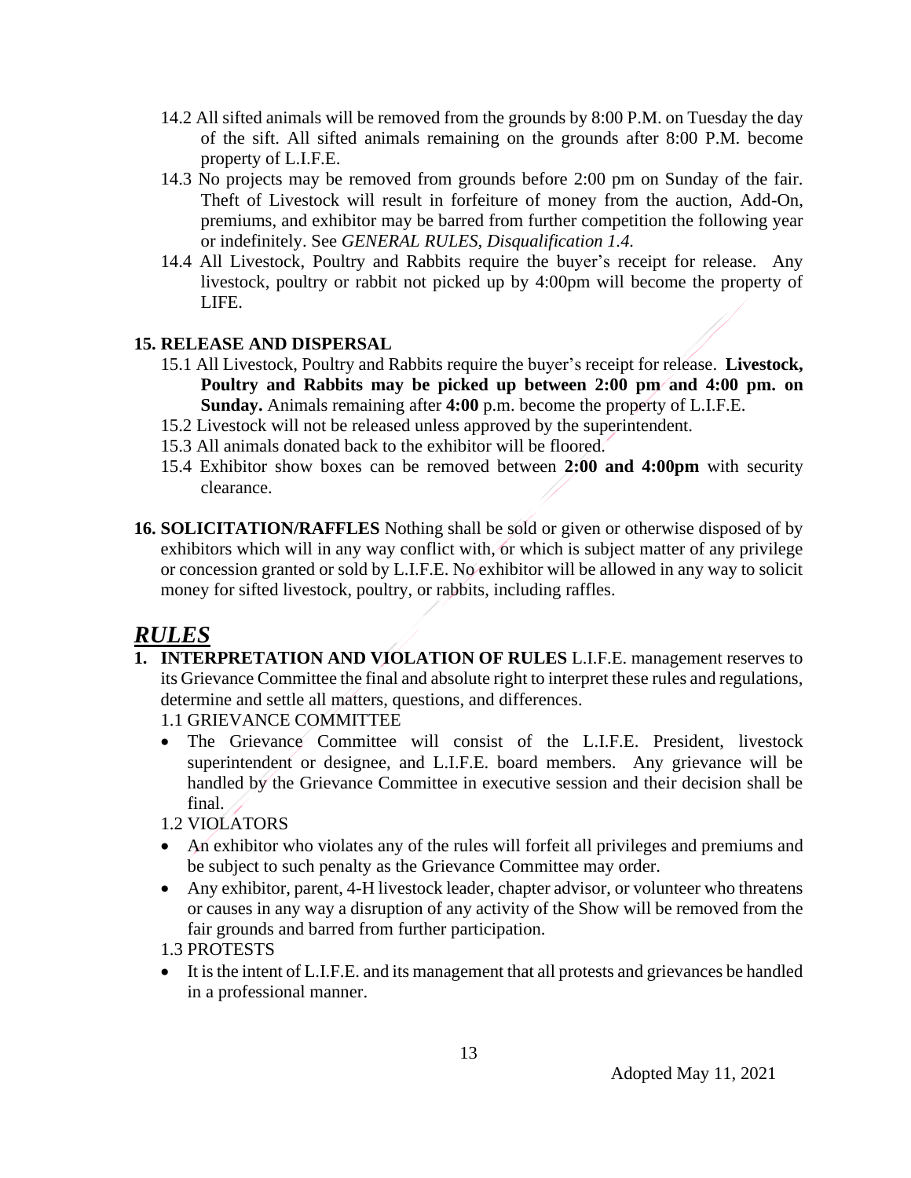14.2 All sifted animals will be removed from the grounds by 8:00 P.M. on Tuesday the day of the sift. All sifted animals remaining on the grounds after 8:00 P.M. become property of L.I.F.E.

14.3 No projects may be removed from grounds before 2:00 pm on Sunday of the fair. Theft of Livestock will result in forfeiture of money from the auction, Add-On, premiums, and exhibitor may be barred from further competition the following year or indefinitely. See *GENERAL RULES, Disqualification 1.4.*

14.4 All Livestock, Poultry and Rabbits require the buyer's receipt for release. Any livestock, poultry or rabbit not picked up by 4:00pm will become the property of LIFE.

**15. RELEASE AND DISPERSAL**

15.1 All Livestock, Poultry and Rabbits require the buyer's receipt for release. **Livestock, Poultry and Rabbits may be picked up between 2:00 pm and 4:00 pm. on Sunday.** Animals remaining after **4:00** p.m. become the property of L.I.F.E.

15.2 Livestock will not be released unless approved by the superintendent.

15.3 All animals donated back to the exhibitor will be floored.

15.4 Exhibitor show boxes can be removed between **2:00 and 4:00pm** with security clearance.

**16. SOLICITATION/RAFFLES** Nothing shall be sold or given or otherwise disposed of by exhibitors which will in any way conflict with, or which is subject matter of any privilege or concession granted or sold by L.I.F.E. No exhibitor will be allowed in any way to solicit money for sifted livestock, poultry, or rabbits, including raffles.

## ***RULES***

**1. INTERPRETATION AND VIOLATION OF RULES** L.I.F.E. management reserves to its Grievance Committee the final and absolute right to interpret these rules and regulations, determine and settle all matters, questions, and differences.

1.1 GRIEVANCE COMMITTEE

- The Grievance Committee will consist of the L.I.F.E. President, livestock superintendent or designee, and L.I.F.E. board members. Any grievance will be handled by the Grievance Committee in executive session and their decision shall be final.

1.2 VIOLATORS

- An exhibitor who violates any of the rules will forfeit all privileges and premiums and be subject to such penalty as the Grievance Committee may order.
- Any exhibitor, parent, 4-H livestock leader, chapter advisor, or volunteer who threatens or causes in any way a disruption of any activity of the Show will be removed from the fair grounds and barred from further participation.

1.3 PROTESTS

- It is the intent of L.I.F.E. and its management that all protests and grievances be handled in a professional manner.

Adopted May 11, 2021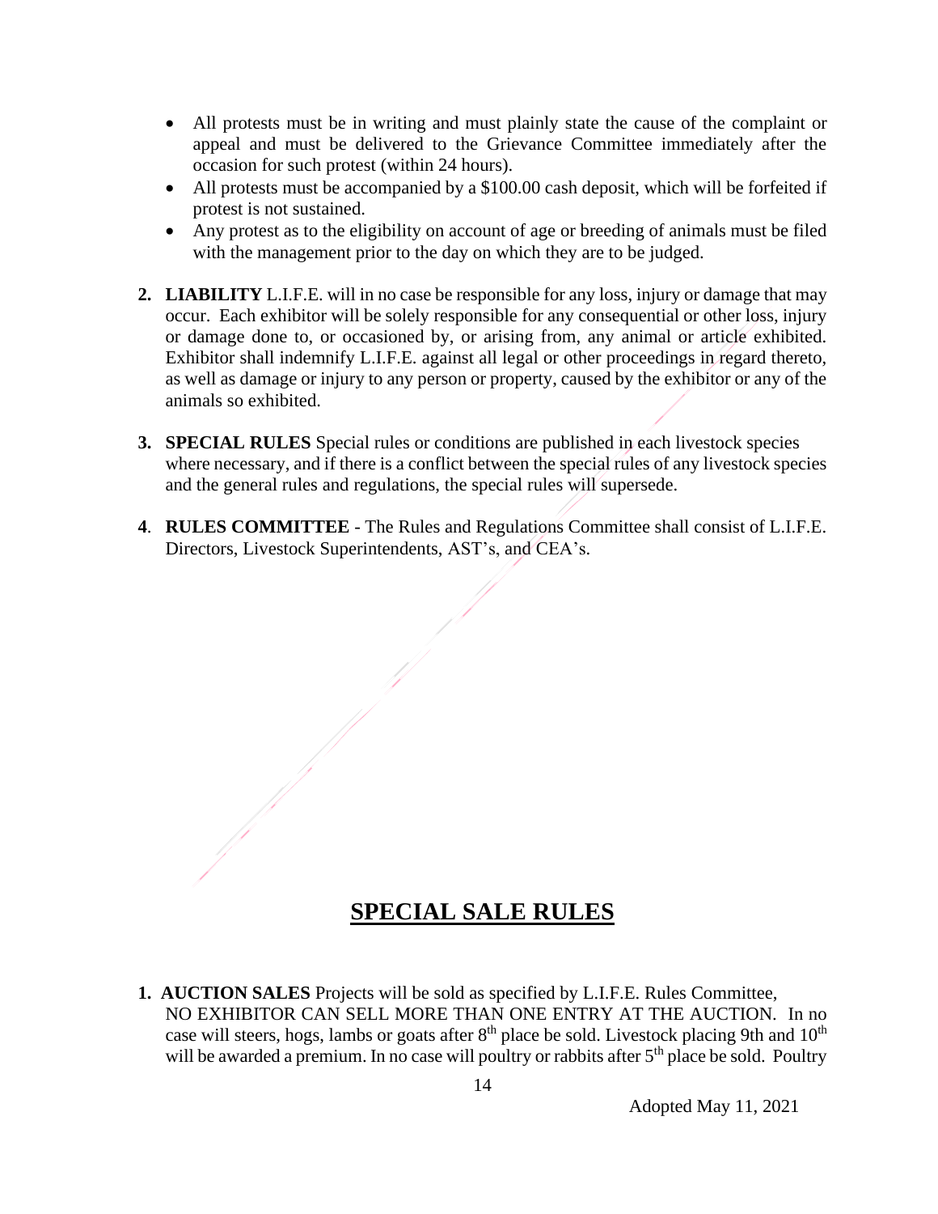- All protests must be in writing and must plainly state the cause of the complaint or appeal and must be delivered to the Grievance Committee immediately after the occasion for such protest (within 24 hours).
- All protests must be accompanied by a $100.00 cash deposit, which will be forfeited if protest is not sustained.
- Any protest as to the eligibility on account of age or breeding of animals must be filed with the management prior to the day on which they are to be judged.

**2. LIABILITY** L.I.F.E. will in no case be responsible for any loss, injury or damage that may occur. Each exhibitor will be solely responsible for any consequential or other loss, injury or damage done to, or occasioned by, or arising from, any animal or article exhibited. Exhibitor shall indemnify L.I.F.E. against all legal or other proceedings in regard thereto, as well as damage or injury to any person or property, caused by the exhibitor or any of the animals so exhibited.

**3. SPECIAL RULES** Special rules or conditions are published in each livestock species where necessary, and if there is a conflict between the special rules of any livestock species and the general rules and regulations, the special rules will supersede.

**4. RULES COMMITTEE** - The Rules and Regulations Committee shall consist of L.I.F.E. Directors, Livestock Superintendents, AST's, and CEA's.

## SPECIAL SALE RULES

**1. AUCTION SALES** Projects will be sold as specified by L.I.F.E. Rules Committee, NO EXHIBITOR CAN SELL MORE THAN ONE ENTRY AT THE AUCTION. In no case will steers, hogs, lambs or goats after 8th place be sold. Livestock placing 9th and 10th will be awarded a premium. In no case will poultry or rabbits after 5th place be sold. Poultry

Adopted May 11, 2021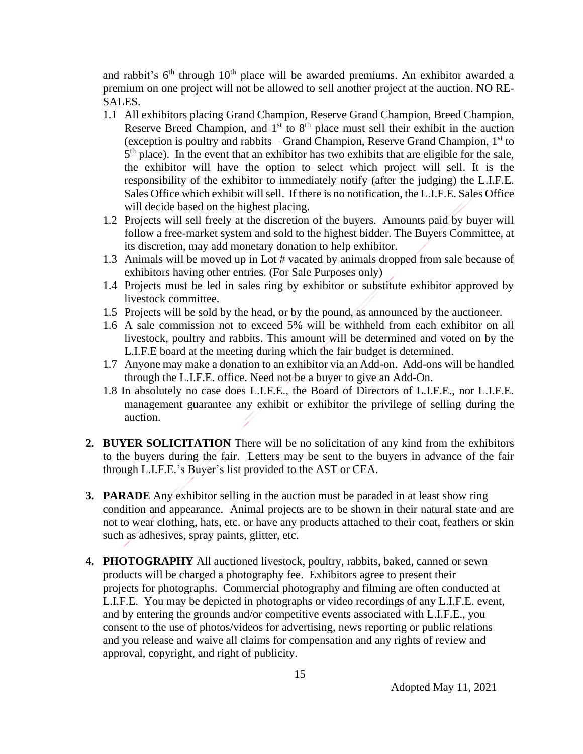and rabbit's 6th through 10th place will be awarded premiums. An exhibitor awarded a premium on one project will not be allowed to sell another project at the auction. NO RE-SALES.

1.1 All exhibitors placing Grand Champion, Reserve Grand Champion, Breed Champion, Reserve Breed Champion, and 1st to 8th place must sell their exhibit in the auction (exception is poultry and rabbits – Grand Champion, Reserve Grand Champion, 1st to 5th place). In the event that an exhibitor has two exhibits that are eligible for the sale, the exhibitor will have the option to select which project will sell. It is the responsibility of the exhibitor to immediately notify (after the judging) the L.I.F.E. Sales Office which exhibit will sell. If there is no notification, the L.I.F.E. Sales Office will decide based on the highest placing.

1.2 Projects will sell freely at the discretion of the buyers. Amounts paid by buyer will follow a free-market system and sold to the highest bidder. The Buyers Committee, at its discretion, may add monetary donation to help exhibitor.

1.3 Animals will be moved up in Lot # vacated by animals dropped from sale because of exhibitors having other entries. (For Sale Purposes only)

1.4 Projects must be led in sales ring by exhibitor or substitute exhibitor approved by livestock committee.

1.5 Projects will be sold by the head, or by the pound, as announced by the auctioneer.

1.6 A sale commission not to exceed 5% will be withheld from each exhibitor on all livestock, poultry and rabbits. This amount will be determined and voted on by the L.I.F.E board at the meeting during which the fair budget is determined.

1.7 Anyone may make a donation to an exhibitor via an Add-on. Add-ons will be handled through the L.I.F.E. office. Need not be a buyer to give an Add-On.

1.8 In absolutely no case does L.I.F.E., the Board of Directors of L.I.F.E., nor L.I.F.E. management guarantee any exhibit or exhibitor the privilege of selling during the auction.

2. **BUYER SOLICITATION** There will be no solicitation of any kind from the exhibitors to the buyers during the fair. Letters may be sent to the buyers in advance of the fair through L.I.F.E.'s Buyer's list provided to the AST or CEA.

3. **PARADE** Any exhibitor selling in the auction must be paraded in at least show ring condition and appearance. Animal projects are to be shown in their natural state and are not to wear clothing, hats, etc. or have any products attached to their coat, feathers or skin such as adhesives, spray paints, glitter, etc.

4. **PHOTOGRAPHY** All auctioned livestock, poultry, rabbits, baked, canned or sewn products will be charged a photography fee. Exhibitors agree to present their projects for photographs. Commercial photography and filming are often conducted at L.I.F.E. You may be depicted in photographs or video recordings of any L.I.F.E. event, and by entering the grounds and/or competitive events associated with L.I.F.E., you consent to the use of photos/videos for advertising, news reporting or public relations and you release and waive all claims for compensation and any rights of review and approval, copyright, and right of publicity.

Adopted May 11, 2021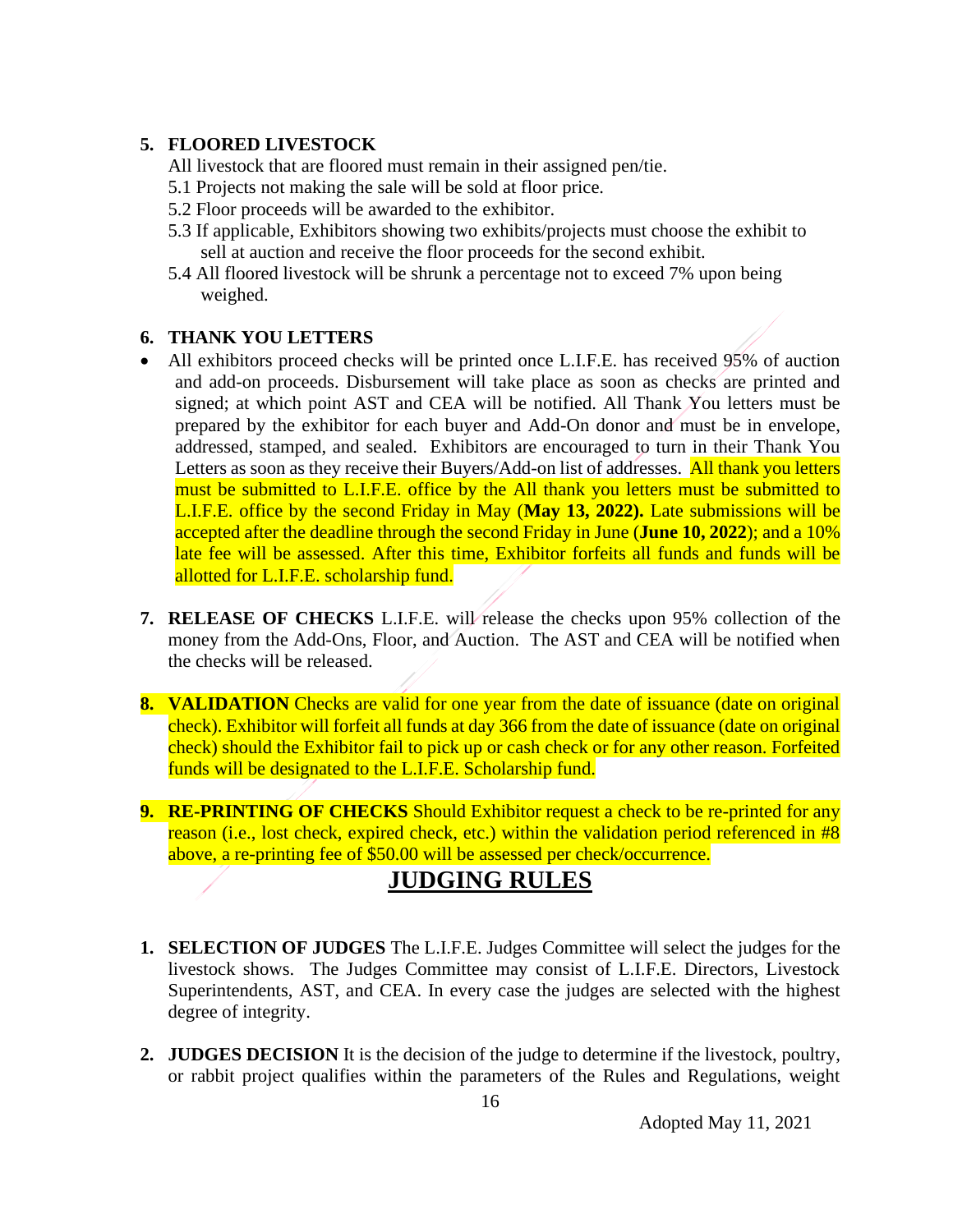5. **FLOORED LIVESTOCK**

   All livestock that are floored must remain in their assigned pen/tie.

   5.1 Projects not making the sale will be sold at floor price.

   5.2 Floor proceeds will be awarded to the exhibitor.

   5.3 If applicable, Exhibitors showing two exhibits/projects must choose the exhibit to sell at auction and receive the floor proceeds for the second exhibit.

   5.4 All floored livestock will be shrunk a percentage not to exceed 7% upon being weighed.

6. **THANK YOU LETTERS**

- All exhibitors proceed checks will be printed once L.I.F.E. has received 95% of auction and add-on proceeds. Disbursement will take place as soon as checks are printed and signed; at which point AST and CEA will be notified. All Thank You letters must be prepared by the exhibitor for each buyer and Add-On donor and must be in envelope, addressed, stamped, and sealed. Exhibitors are encouraged to turn in their Thank You Letters as soon as they receive their Buyers/Add-on list of addresses. All thank you letters must be submitted to L.I.F.E. office by the All thank you letters must be submitted to L.I.F.E. office by the second Friday in May (**May 13, 2022).** Late submissions will be accepted after the deadline through the second Friday in June (**June 10, 2022**); and a 10% late fee will be assessed. After this time, Exhibitor forfeits all funds and funds will be allotted for L.I.F.E. scholarship fund.

7. **RELEASE OF CHECKS** L.I.F.E. will release the checks upon 95% collection of the money from the Add-Ons, Floor, and Auction. The AST and CEA will be notified when the checks will be released.

8. **VALIDATION** Checks are valid for one year from the date of issuance (date on original check). Exhibitor will forfeit all funds at day 366 from the date of issuance (date on original check) should the Exhibitor fail to pick up or cash check or for any other reason. Forfeited funds will be designated to the L.I.F.E. Scholarship fund.

9. **RE-PRINTING OF CHECKS** Should Exhibitor request a check to be re-printed for any reason (i.e., lost check, expired check, etc.) within the validation period referenced in #8 above, a re-printing fee of $50.00 will be assessed per check/occurrence.

## JUDGING RULES

1. **SELECTION OF JUDGES** The L.I.F.E. Judges Committee will select the judges for the livestock shows. The Judges Committee may consist of L.I.F.E. Directors, Livestock Superintendents, AST, and CEA. In every case the judges are selected with the highest degree of integrity.

2. **JUDGES DECISION** It is the decision of the judge to determine if the livestock, poultry, or rabbit project qualifies within the parameters of the Rules and Regulations, weight

Adopted May 11, 2021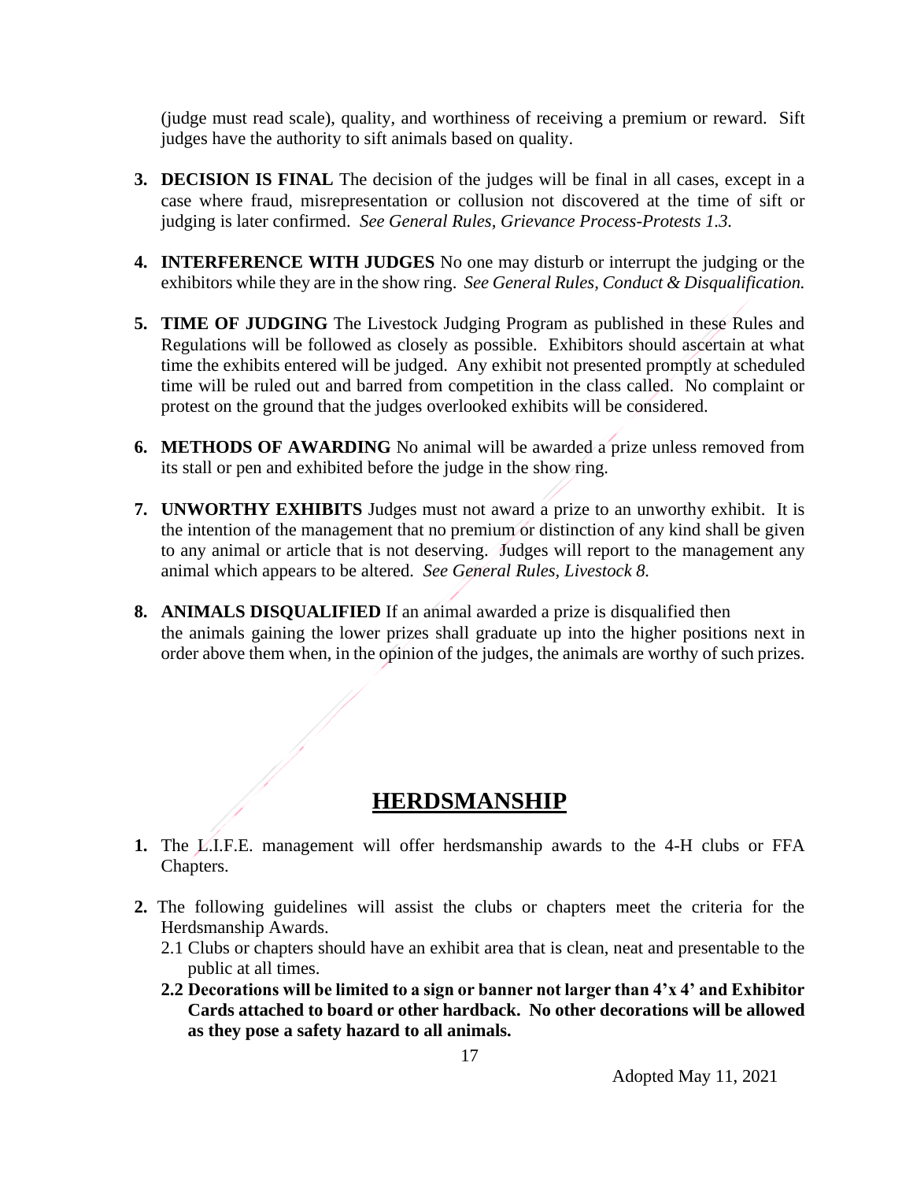(judge must read scale), quality, and worthiness of receiving a premium or reward. Sift judges have the authority to sift animals based on quality.

3. **DECISION IS FINAL** The decision of the judges will be final in all cases, except in a case where fraud, misrepresentation or collusion not discovered at the time of sift or judging is later confirmed. *See General Rules, Grievance Process-Protests 1.3.*

4. **INTERFERENCE WITH JUDGES** No one may disturb or interrupt the judging or the exhibitors while they are in the show ring. *See General Rules, Conduct & Disqualification.*

5. **TIME OF JUDGING** The Livestock Judging Program as published in these Rules and Regulations will be followed as closely as possible. Exhibitors should ascertain at what time the exhibits entered will be judged. Any exhibit not presented promptly at scheduled time will be ruled out and barred from competition in the class called. No complaint or protest on the ground that the judges overlooked exhibits will be considered.

6. **METHODS OF AWARDING** No animal will be awarded a prize unless removed from its stall or pen and exhibited before the judge in the show ring.

7. **UNWORTHY EXHIBITS** Judges must not award a prize to an unworthy exhibit. It is the intention of the management that no premium or distinction of any kind shall be given to any animal or article that is not deserving. Judges will report to the management any animal which appears to be altered. *See General Rules, Livestock 8.*

8. **ANIMALS DISQUALIFIED** If an animal awarded a prize is disqualified then the animals gaining the lower prizes shall graduate up into the higher positions next in order above them when, in the opinion of the judges, the animals are worthy of such prizes.

## HERDSMANSHIP

1. The L.I.F.E. management will offer herdsmanship awards to the 4-H clubs or FFA Chapters.

2. The following guidelines will assist the clubs or chapters meet the criteria for the Herdsmanship Awards.
   - 2.1 Clubs or chapters should have an exhibit area that is clean, neat and presentable to the public at all times.
   - **2.2 Decorations will be limited to a sign or banner not larger than 4'x 4' and Exhibitor Cards attached to board or other hardback. No other decorations will be allowed as they pose a safety hazard to all animals.**

Adopted May 11, 2021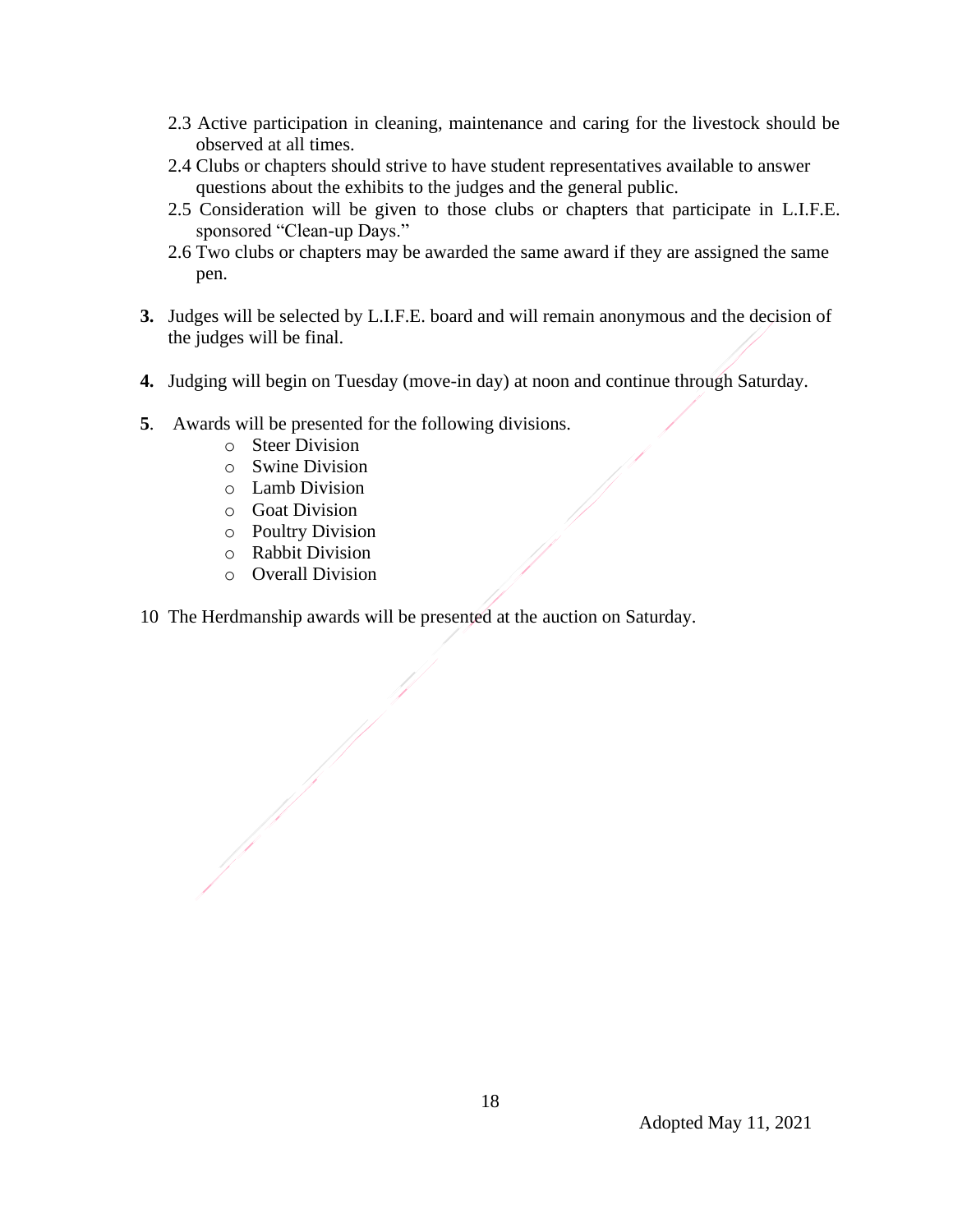2.3 Active participation in cleaning, maintenance and caring for the livestock should be observed at all times.

2.4 Clubs or chapters should strive to have student representatives available to answer questions about the exhibits to the judges and the general public.

2.5 Consideration will be given to those clubs or chapters that participate in L.I.F.E. sponsored "Clean-up Days."

2.6 Two clubs or chapters may be awarded the same award if they are assigned the same pen.

**3.** Judges will be selected by L.I.F.E. board and will remain anonymous and the decision of the judges will be final.

**4.** Judging will begin on Tuesday (move-in day) at noon and continue through Saturday.

**5**. Awards will be presented for the following divisions.

- Steer Division
- Swine Division
- Lamb Division
- Goat Division
- Poultry Division
- Rabbit Division
- Overall Division

10 The Herdmanship awards will be presented at the auction on Saturday.

Adopted May 11, 2021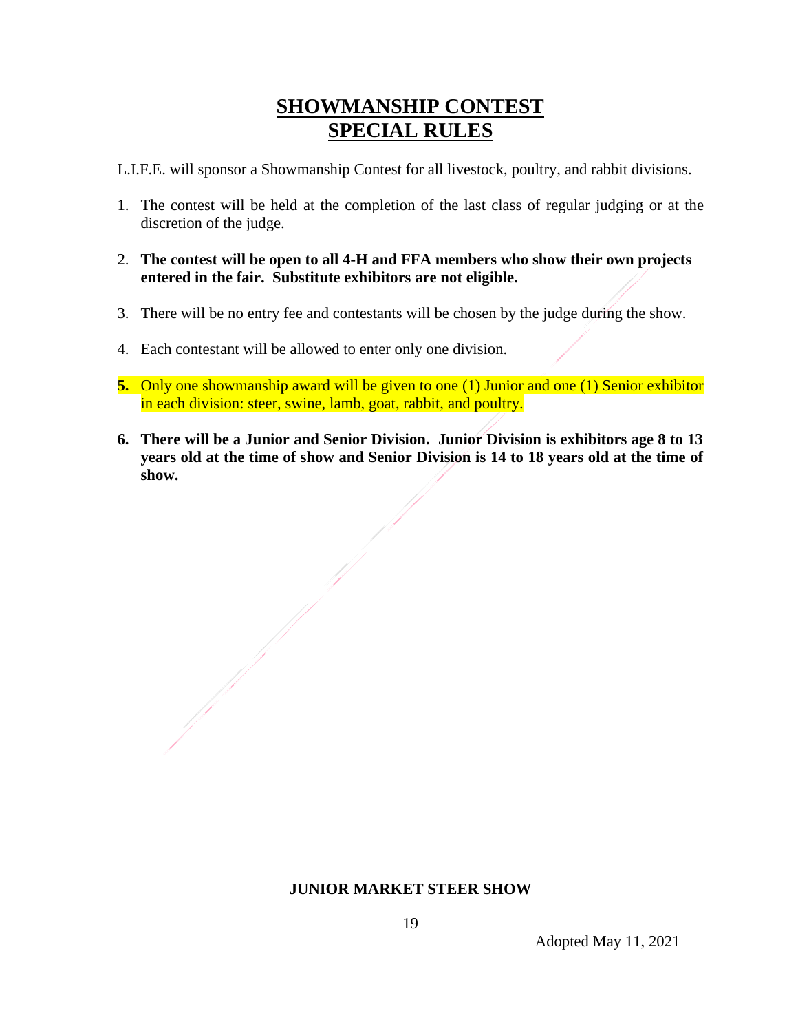# SHOWMANSHIP CONTEST
# SPECIAL RULES

L.I.F.E. will sponsor a Showmanship Contest for all livestock, poultry, and rabbit divisions.

1. The contest will be held at the completion of the last class of regular judging or at the discretion of the judge.

2. **The contest will be open to all 4-H and FFA members who show their own projects entered in the fair. Substitute exhibitors are not eligible.**

3. There will be no entry fee and contestants will be chosen by the judge during the show.

4. Each contestant will be allowed to enter only one division.

**5.** Only one showmanship award will be given to one (1) Junior and one (1) Senior exhibitor in each division: steer, swine, lamb, goat, rabbit, and poultry.

**6. There will be a Junior and Senior Division. Junior Division is exhibitors age 8 to 13 years old at the time of show and Senior Division is 14 to 18 years old at the time of show.**

**JUNIOR MARKET STEER SHOW**

Adopted May 11, 2021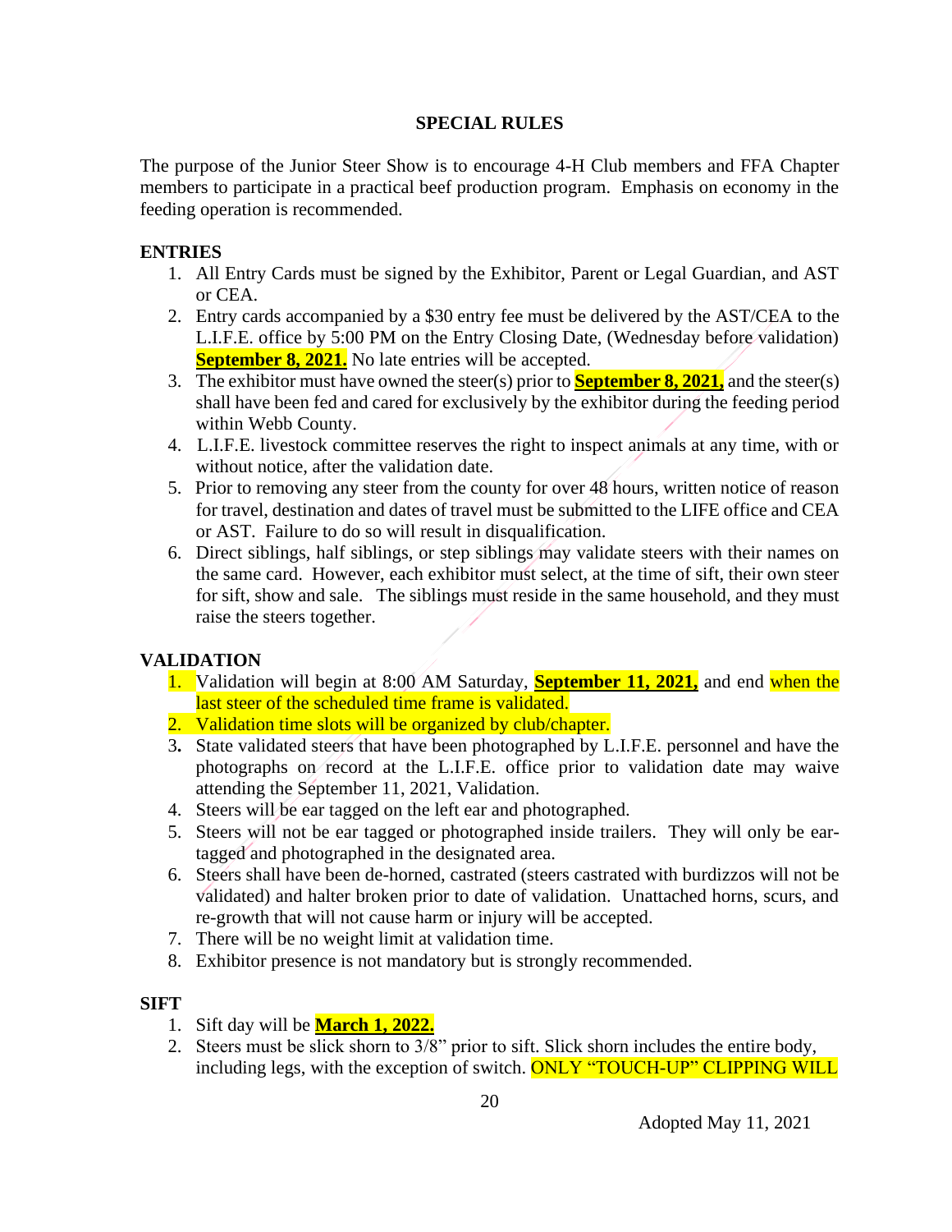## SPECIAL RULES

The purpose of the Junior Steer Show is to encourage 4-H Club members and FFA Chapter members to participate in a practical beef production program. Emphasis on economy in the feeding operation is recommended.

### ENTRIES

1. All Entry Cards must be signed by the Exhibitor, Parent or Legal Guardian, and AST or CEA.
2. Entry cards accompanied by a $30 entry fee must be delivered by the AST/CEA to the L.I.F.E. office by 5:00 PM on the Entry Closing Date, (Wednesday before validation) **September 8, 2021.** No late entries will be accepted.
3. The exhibitor must have owned the steer(s) prior to **September 8, 2021,** and the steer(s) shall have been fed and cared for exclusively by the exhibitor during the feeding period within Webb County.
4. L.I.F.E. livestock committee reserves the right to inspect animals at any time, with or without notice, after the validation date.
5. Prior to removing any steer from the county for over 48 hours, written notice of reason for travel, destination and dates of travel must be submitted to the LIFE office and CEA or AST. Failure to do so will result in disqualification.
6. Direct siblings, half siblings, or step siblings may validate steers with their names on the same card. However, each exhibitor must select, at the time of sift, their own steer for sift, show and sale. The siblings must reside in the same household, and they must raise the steers together.

### VALIDATION

1. Validation will begin at 8:00 AM Saturday, **September 11, 2021,** and end when the last steer of the scheduled time frame is validated.
2. Validation time slots will be organized by club/chapter.
3. State validated steers that have been photographed by L.I.F.E. personnel and have the photographs on record at the L.I.F.E. office prior to validation date may waive attending the September 11, 2021, Validation.
4. Steers will be ear tagged on the left ear and photographed.
5. Steers will not be ear tagged or photographed inside trailers. They will only be ear-tagged and photographed in the designated area.
6. Steers shall have been de-horned, castrated (steers castrated with burdizzos will not be validated) and halter broken prior to date of validation. Unattached horns, scurs, and re-growth that will not cause harm or injury will be accepted.
7. There will be no weight limit at validation time.
8. Exhibitor presence is not mandatory but is strongly recommended.

### SIFT

1. Sift day will be **March 1, 2022.**
2. Steers must be slick shorn to 3/8" prior to sift. Slick shorn includes the entire body, including legs, with the exception of switch. ONLY "TOUCH-UP" CLIPPING WILL

Adopted May 11, 2021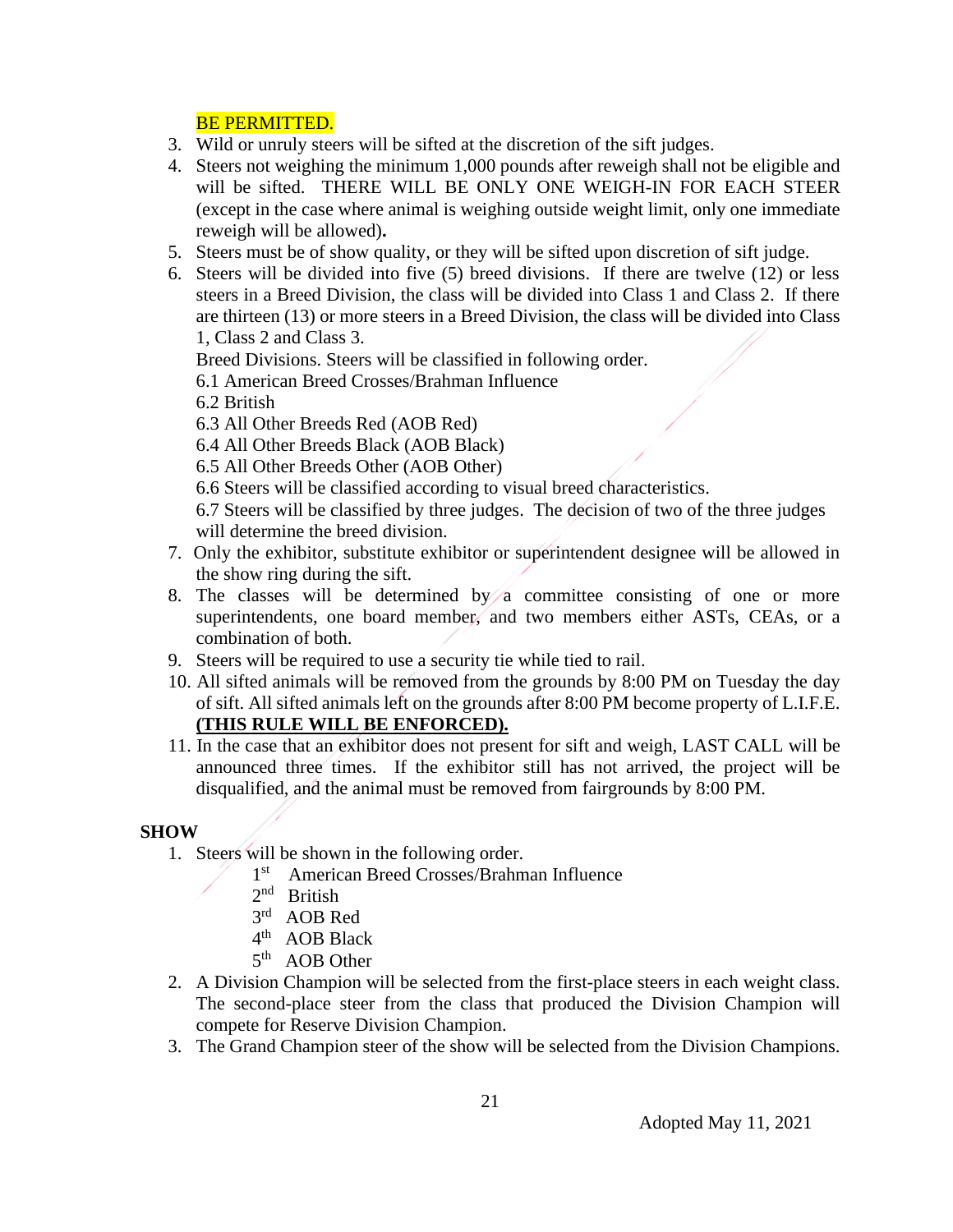BE PERMITTED.

3. Wild or unruly steers will be sifted at the discretion of the sift judges.
4. Steers not weighing the minimum 1,000 pounds after reweigh shall not be eligible and will be sifted. THERE WILL BE ONLY ONE WEIGH-IN FOR EACH STEER (except in the case where animal is weighing outside weight limit, only one immediate reweigh will be allowed)**.**
5. Steers must be of show quality, or they will be sifted upon discretion of sift judge.
6. Steers will be divided into five (5) breed divisions. If there are twelve (12) or less steers in a Breed Division, the class will be divided into Class 1 and Class 2. If there are thirteen (13) or more steers in a Breed Division, the class will be divided into Class 1, Class 2 and Class 3.

   Breed Divisions. Steers will be classified in following order.

   6.1 American Breed Crosses/Brahman Influence

   6.2 British

   6.3 All Other Breeds Red (AOB Red)

   6.4 All Other Breeds Black (AOB Black)

   6.5 All Other Breeds Other (AOB Other)

   6.6 Steers will be classified according to visual breed characteristics.

   6.7 Steers will be classified by three judges. The decision of two of the three judges will determine the breed division.
7. Only the exhibitor, substitute exhibitor or superintendent designee will be allowed in the show ring during the sift.
8. The classes will be determined by a committee consisting of one or more superintendents, one board member, and two members either ASTs, CEAs, or a combination of both.
9. Steers will be required to use a security tie while tied to rail.
10. All sifted animals will be removed from the grounds by 8:00 PM on Tuesday the day of sift. All sifted animals left on the grounds after 8:00 PM become property of L.I.F.E. **(THIS RULE WILL BE ENFORCED).**
11. In the case that an exhibitor does not present for sift and weigh, LAST CALL will be announced three times. If the exhibitor still has not arrived, the project will be disqualified, and the animal must be removed from fairgrounds by 8:00 PM.

**SHOW**

1. Steers will be shown in the following order.
   - 1st American Breed Crosses/Brahman Influence
   - 2nd British
   - 3rd AOB Red
   - 4th AOB Black
   - 5th AOB Other
2. A Division Champion will be selected from the first-place steers in each weight class. The second-place steer from the class that produced the Division Champion will compete for Reserve Division Champion.
3. The Grand Champion steer of the show will be selected from the Division Champions.

Adopted May 11, 2021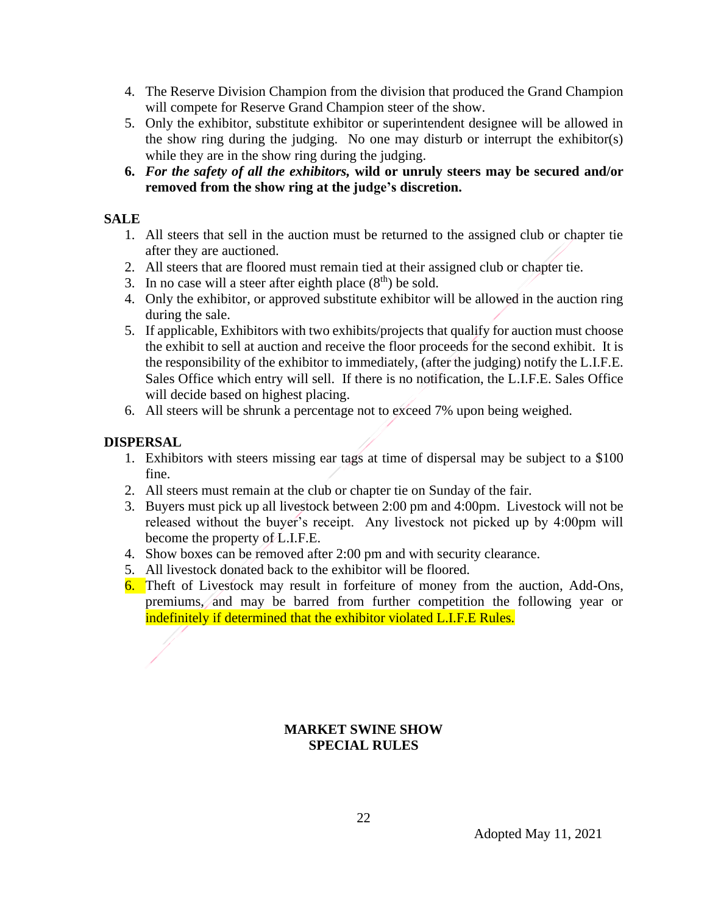4. The Reserve Division Champion from the division that produced the Grand Champion will compete for Reserve Grand Champion steer of the show.
5. Only the exhibitor, substitute exhibitor or superintendent designee will be allowed in the show ring during the judging. No one may disturb or interrupt the exhibitor(s) while they are in the show ring during the judging.
6. ***For the safety of all the exhibitors,* wild or unruly steers may be secured and/or removed from the show ring at the judge's discretion.**

**SALE**

1. All steers that sell in the auction must be returned to the assigned club or chapter tie after they are auctioned.
2. All steers that are floored must remain tied at their assigned club or chapter tie.
3. In no case will a steer after eighth place (8th) be sold.
4. Only the exhibitor, or approved substitute exhibitor will be allowed in the auction ring during the sale.
5. If applicable, Exhibitors with two exhibits/projects that qualify for auction must choose the exhibit to sell at auction and receive the floor proceeds for the second exhibit. It is the responsibility of the exhibitor to immediately, (after the judging) notify the L.I.F.E. Sales Office which entry will sell. If there is no notification, the L.I.F.E. Sales Office will decide based on highest placing.
6. All steers will be shrunk a percentage not to exceed 7% upon being weighed.

**DISPERSAL**

1. Exhibitors with steers missing ear tags at time of dispersal may be subject to a $100 fine.
2. All steers must remain at the club or chapter tie on Sunday of the fair.
3. Buyers must pick up all livestock between 2:00 pm and 4:00pm. Livestock will not be released without the buyer's receipt. Any livestock not picked up by 4:00pm will become the property of L.I.F.E.
4. Show boxes can be removed after 2:00 pm and with security clearance.
5. All livestock donated back to the exhibitor will be floored.
6. Theft of Livestock may result in forfeiture of money from the auction, Add-Ons, premiums, and may be barred from further competition the following year or indefinitely if determined that the exhibitor violated L.I.F.E Rules.

**MARKET SWINE SHOW**
**SPECIAL RULES**

Adopted May 11, 2021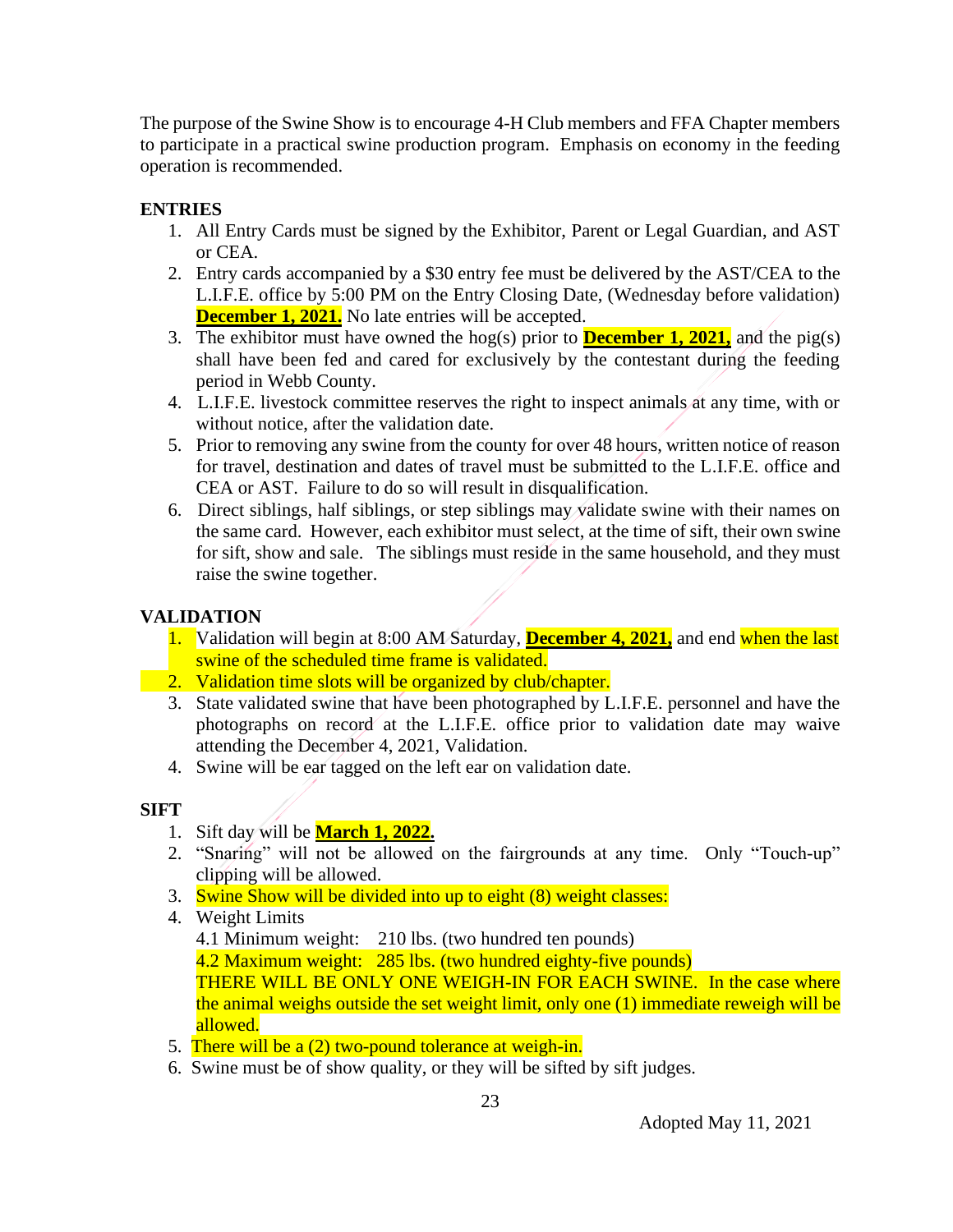The purpose of the Swine Show is to encourage 4-H Club members and FFA Chapter members to participate in a practical swine production program. Emphasis on economy in the feeding operation is recommended.

**ENTRIES**

1. All Entry Cards must be signed by the Exhibitor, Parent or Legal Guardian, and AST or CEA.
2. Entry cards accompanied by a $30 entry fee must be delivered by the AST/CEA to the L.I.F.E. office by 5:00 PM on the Entry Closing Date, (Wednesday before validation) **December 1, 2021.** No late entries will be accepted.
3. The exhibitor must have owned the hog(s) prior to **December 1, 2021,** and the pig(s) shall have been fed and cared for exclusively by the contestant during the feeding period in Webb County.
4. L.I.F.E. livestock committee reserves the right to inspect animals at any time, with or without notice, after the validation date.
5. Prior to removing any swine from the county for over 48 hours, written notice of reason for travel, destination and dates of travel must be submitted to the L.I.F.E. office and CEA or AST. Failure to do so will result in disqualification.
6. Direct siblings, half siblings, or step siblings may validate swine with their names on the same card. However, each exhibitor must select, at the time of sift, their own swine for sift, show and sale. The siblings must reside in the same household, and they must raise the swine together.

**VALIDATION**

1. Validation will begin at 8:00 AM Saturday, **December 4, 2021,** and end when the last swine of the scheduled time frame is validated.
2. Validation time slots will be organized by club/chapter.
3. State validated swine that have been photographed by L.I.F.E. personnel and have the photographs on record at the L.I.F.E. office prior to validation date may waive attending the December 4, 2021, Validation.
4. Swine will be ear tagged on the left ear on validation date.

**SIFT**

1. Sift day will be **March 1, 2022.**
2. "Snaring" will not be allowed on the fairgrounds at any time. Only "Touch-up" clipping will be allowed.
3. Swine Show will be divided into up to eight (8) weight classes:
4. Weight Limits
   4.1 Minimum weight: 210 lbs. (two hundred ten pounds)
   4.2 Maximum weight: 285 lbs. (two hundred eighty-five pounds)
   THERE WILL BE ONLY ONE WEIGH-IN FOR EACH SWINE. In the case where the animal weighs outside the set weight limit, only one (1) immediate reweigh will be allowed.
5. There will be a (2) two-pound tolerance at weigh-in.
6. Swine must be of show quality, or they will be sifted by sift judges.

Adopted May 11, 2021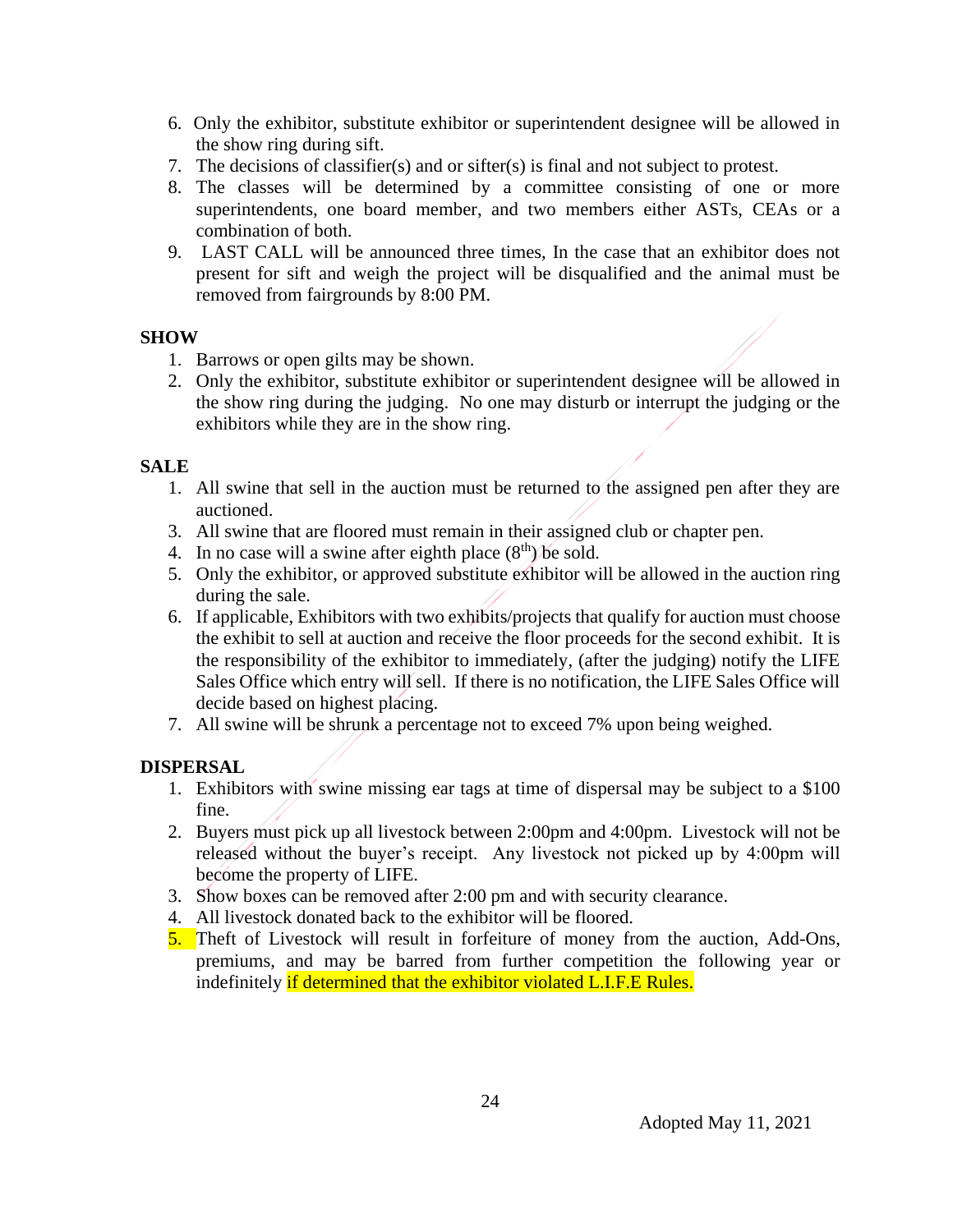6. Only the exhibitor, substitute exhibitor or superintendent designee will be allowed in the show ring during sift.
7. The decisions of classifier(s) and or sifter(s) is final and not subject to protest.
8. The classes will be determined by a committee consisting of one or more superintendents, one board member, and two members either ASTs, CEAs or a combination of both.
9. LAST CALL will be announced three times, In the case that an exhibitor does not present for sift and weigh the project will be disqualified and the animal must be removed from fairgrounds by 8:00 PM.

**SHOW**

1. Barrows or open gilts may be shown.
2. Only the exhibitor, substitute exhibitor or superintendent designee will be allowed in the show ring during the judging. No one may disturb or interrupt the judging or the exhibitors while they are in the show ring.

**SALE**

1. All swine that sell in the auction must be returned to the assigned pen after they are auctioned.
3. All swine that are floored must remain in their assigned club or chapter pen.
4. In no case will a swine after eighth place (8th) be sold.
5. Only the exhibitor, or approved substitute exhibitor will be allowed in the auction ring during the sale.
6. If applicable, Exhibitors with two exhibits/projects that qualify for auction must choose the exhibit to sell at auction and receive the floor proceeds for the second exhibit. It is the responsibility of the exhibitor to immediately, (after the judging) notify the LIFE Sales Office which entry will sell. If there is no notification, the LIFE Sales Office will decide based on highest placing.
7. All swine will be shrunk a percentage not to exceed 7% upon being weighed.

**DISPERSAL**

1. Exhibitors with swine missing ear tags at time of dispersal may be subject to a $100 fine.
2. Buyers must pick up all livestock between 2:00pm and 4:00pm. Livestock will not be released without the buyer's receipt. Any livestock not picked up by 4:00pm will become the property of LIFE.
3. Show boxes can be removed after 2:00 pm and with security clearance.
4. All livestock donated back to the exhibitor will be floored.
5. Theft of Livestock will result in forfeiture of money from the auction, Add-Ons, premiums, and may be barred from further competition the following year or indefinitely if determined that the exhibitor violated L.I.F.E Rules.

Adopted May 11, 2021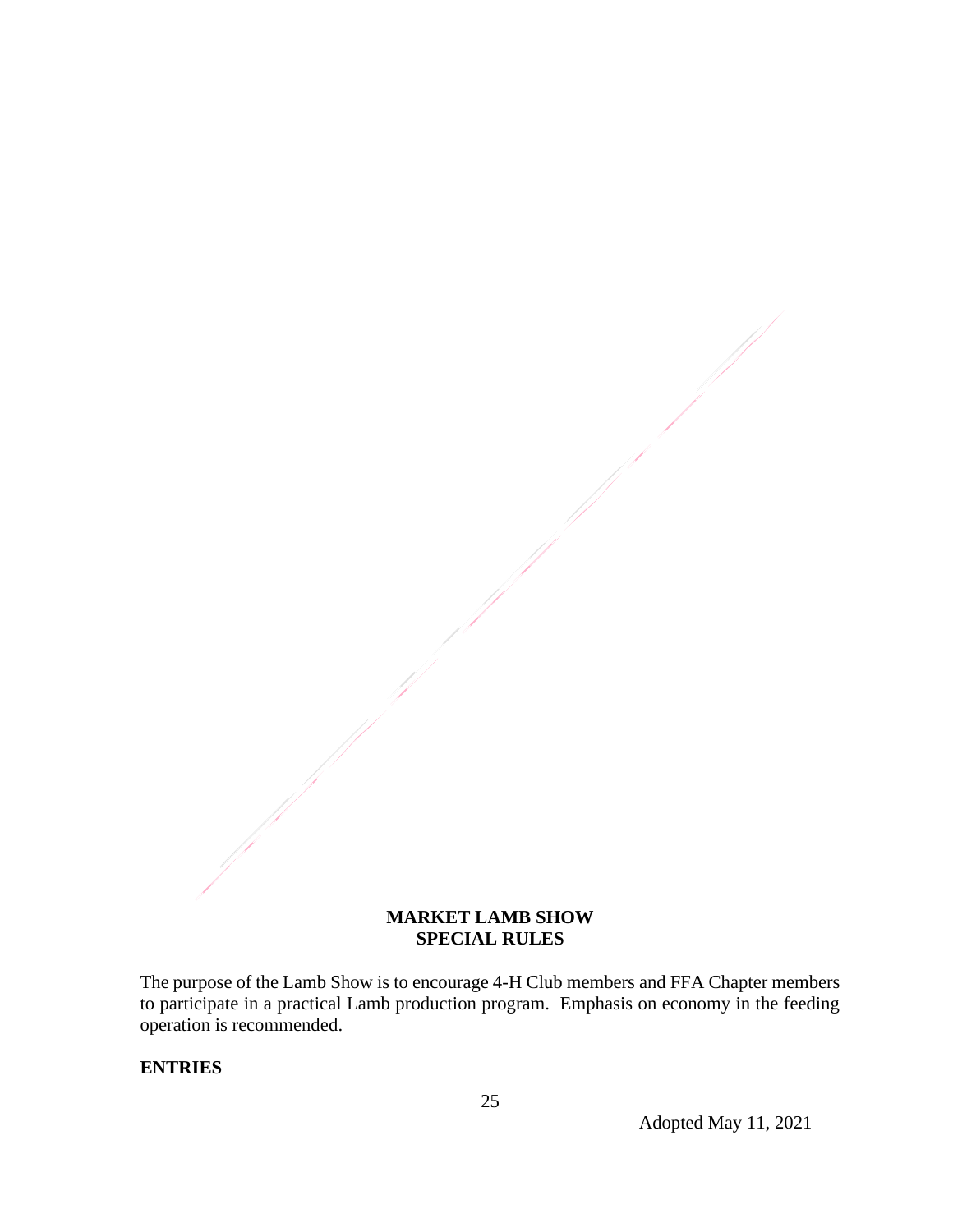**MARKET LAMB SHOW**
**SPECIAL RULES**

The purpose of the Lamb Show is to encourage 4-H Club members and FFA Chapter members to participate in a practical Lamb production program. Emphasis on economy in the feeding operation is recommended.

**ENTRIES**

Adopted May 11, 2021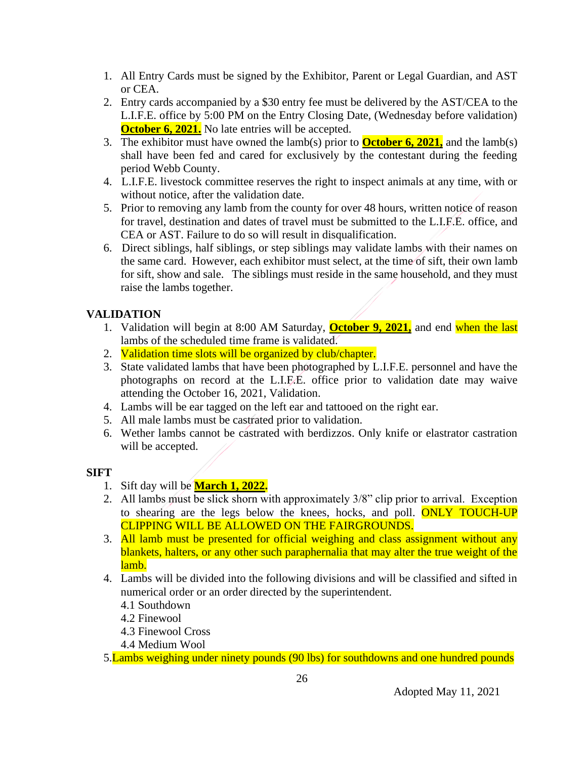1. All Entry Cards must be signed by the Exhibitor, Parent or Legal Guardian, and AST or CEA.
2. Entry cards accompanied by a $30 entry fee must be delivered by the AST/CEA to the L.I.F.E. office by 5:00 PM on the Entry Closing Date, (Wednesday before validation) **October 6, 2021.** No late entries will be accepted.
3. The exhibitor must have owned the lamb(s) prior to **October 6, 2021,** and the lamb(s) shall have been fed and cared for exclusively by the contestant during the feeding period Webb County.
4. L.I.F.E. livestock committee reserves the right to inspect animals at any time, with or without notice, after the validation date.
5. Prior to removing any lamb from the county for over 48 hours, written notice of reason for travel, destination and dates of travel must be submitted to the L.I.F.E. office, and CEA or AST. Failure to do so will result in disqualification.
6. Direct siblings, half siblings, or step siblings may validate lambs with their names on the same card. However, each exhibitor must select, at the time of sift, their own lamb for sift, show and sale. The siblings must reside in the same household, and they must raise the lambs together.

**VALIDATION**

1. Validation will begin at 8:00 AM Saturday, **October 9, 2021,** and end when the last lambs of the scheduled time frame is validated.
2. Validation time slots will be organized by club/chapter.
3. State validated lambs that have been photographed by L.I.F.E. personnel and have the photographs on record at the L.I.F.E. office prior to validation date may waive attending the October 16, 2021, Validation.
4. Lambs will be ear tagged on the left ear and tattooed on the right ear.
5. All male lambs must be castrated prior to validation.
6. Wether lambs cannot be castrated with berdizzos. Only knife or elastrator castration will be accepted.

**SIFT**

1. Sift day will be **March 1, 2022.**
2. All lambs must be slick shorn with approximately 3/8" clip prior to arrival. Exception to shearing are the legs below the knees, hocks, and poll. ONLY TOUCH-UP CLIPPING WILL BE ALLOWED ON THE FAIRGROUNDS.
3. All lamb must be presented for official weighing and class assignment without any blankets, halters, or any other such paraphernalia that may alter the true weight of the lamb.
4. Lambs will be divided into the following divisions and will be classified and sifted in numerical order or an order directed by the superintendent.
   - 4.1 Southdown
   - 4.2 Finewool
   - 4.3 Finewool Cross
   - 4.4 Medium Wool
5. Lambs weighing under ninety pounds (90 lbs) for southdowns and one hundred pounds

Adopted May 11, 2021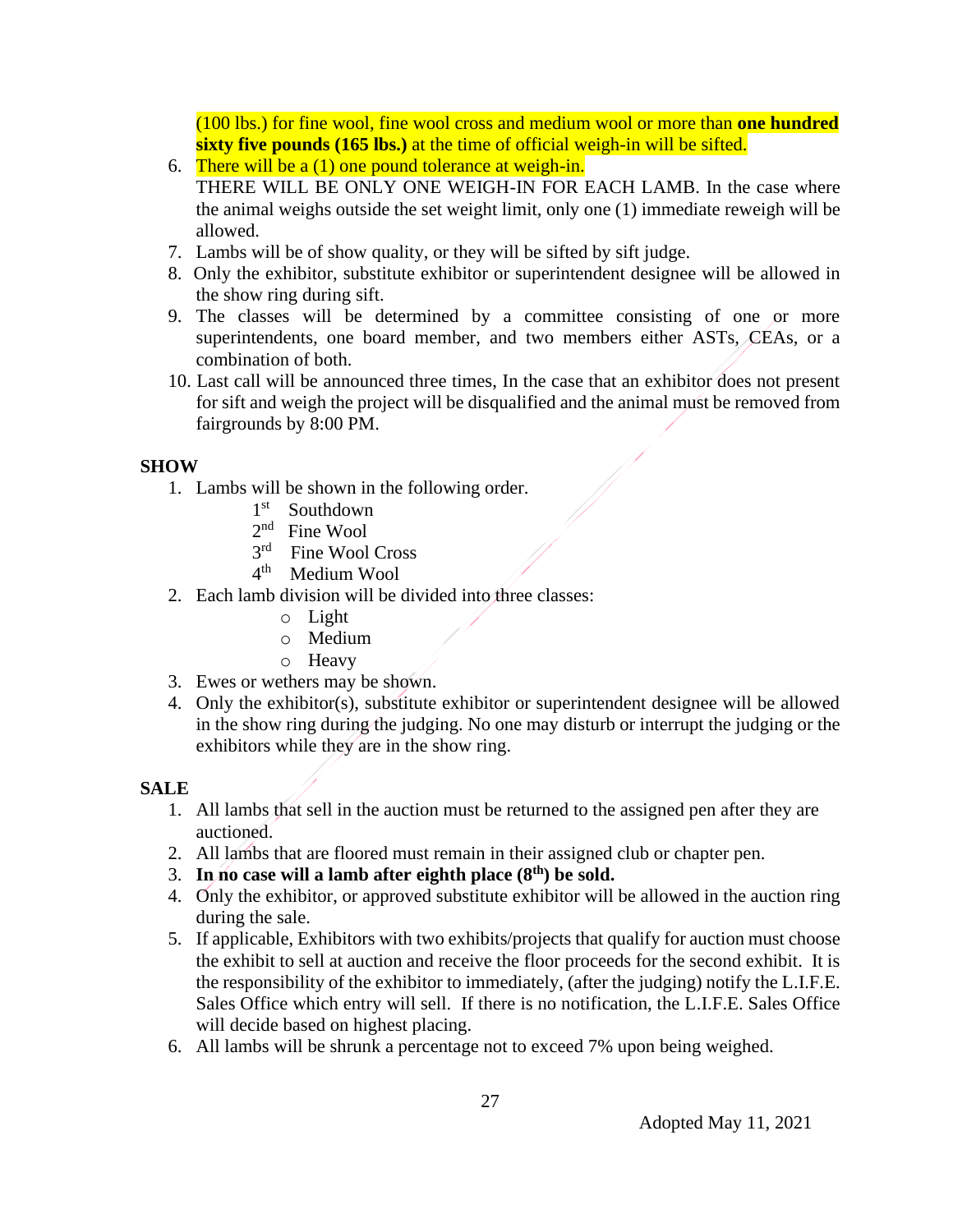(100 lbs.) for fine wool, fine wool cross and medium wool or more than **one hundred sixty five pounds (165 lbs.)** at the time of official weigh-in will be sifted.

6. There will be a (1) one pound tolerance at weigh-in.
   THERE WILL BE ONLY ONE WEIGH-IN FOR EACH LAMB. In the case where the animal weighs outside the set weight limit, only one (1) immediate reweigh will be allowed.
7. Lambs will be of show quality, or they will be sifted by sift judge.
8. Only the exhibitor, substitute exhibitor or superintendent designee will be allowed in the show ring during sift.
9. The classes will be determined by a committee consisting of one or more superintendents, one board member, and two members either ASTs, CEAs, or a combination of both.
10. Last call will be announced three times, In the case that an exhibitor does not present for sift and weigh the project will be disqualified and the animal must be removed from fairgrounds by 8:00 PM.

**SHOW**

1. Lambs will be shown in the following order.
   - 1st Southdown
   - 2nd Fine Wool
   - 3rd Fine Wool Cross
   - 4th Medium Wool
2. Each lamb division will be divided into three classes:
   - Light
   - Medium
   - Heavy
3. Ewes or wethers may be shown.
4. Only the exhibitor(s), substitute exhibitor or superintendent designee will be allowed in the show ring during the judging. No one may disturb or interrupt the judging or the exhibitors while they are in the show ring.

**SALE**

1. All lambs that sell in the auction must be returned to the assigned pen after they are auctioned.
2. All lambs that are floored must remain in their assigned club or chapter pen.
3. **In no case will a lamb after eighth place (8th) be sold.**
4. Only the exhibitor, or approved substitute exhibitor will be allowed in the auction ring during the sale.
5. If applicable, Exhibitors with two exhibits/projects that qualify for auction must choose the exhibit to sell at auction and receive the floor proceeds for the second exhibit. It is the responsibility of the exhibitor to immediately, (after the judging) notify the L.I.F.E. Sales Office which entry will sell. If there is no notification, the L.I.F.E. Sales Office will decide based on highest placing.
6. All lambs will be shrunk a percentage not to exceed 7% upon being weighed.

Adopted May 11, 2021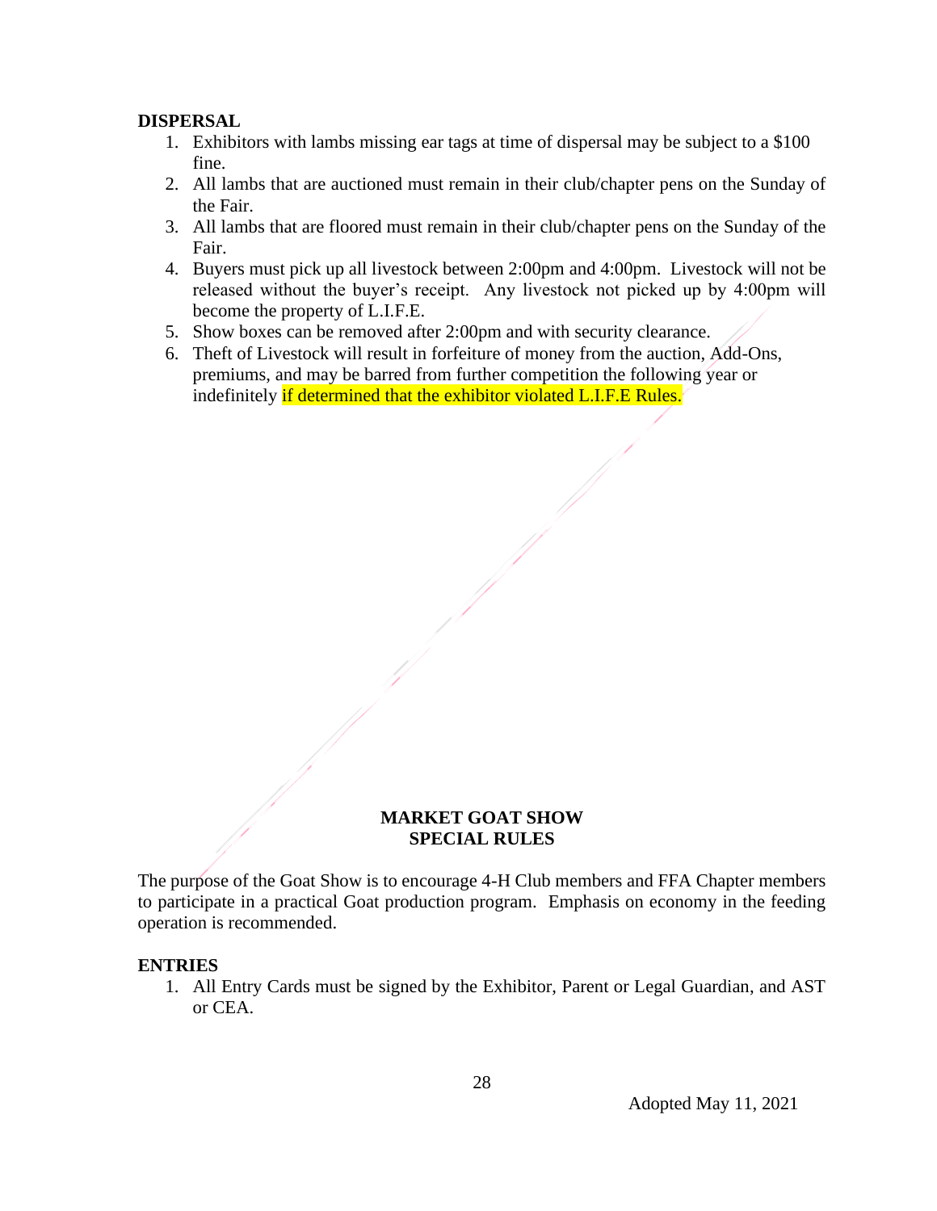**DISPERSAL**

1. Exhibitors with lambs missing ear tags at time of dispersal may be subject to a $100 fine.
2. All lambs that are auctioned must remain in their club/chapter pens on the Sunday of the Fair.
3. All lambs that are floored must remain in their club/chapter pens on the Sunday of the Fair.
4. Buyers must pick up all livestock between 2:00pm and 4:00pm. Livestock will not be released without the buyer's receipt. Any livestock not picked up by 4:00pm will become the property of L.I.F.E.
5. Show boxes can be removed after 2:00pm and with security clearance.
6. Theft of Livestock will result in forfeiture of money from the auction, Add-Ons, premiums, and may be barred from further competition the following year or indefinitely if determined that the exhibitor violated L.I.F.E Rules.

## MARKET GOAT SHOW SPECIAL RULES

The purpose of the Goat Show is to encourage 4-H Club members and FFA Chapter members to participate in a practical Goat production program. Emphasis on economy in the feeding operation is recommended.

**ENTRIES**

1. All Entry Cards must be signed by the Exhibitor, Parent or Legal Guardian, and AST or CEA.

Adopted May 11, 2021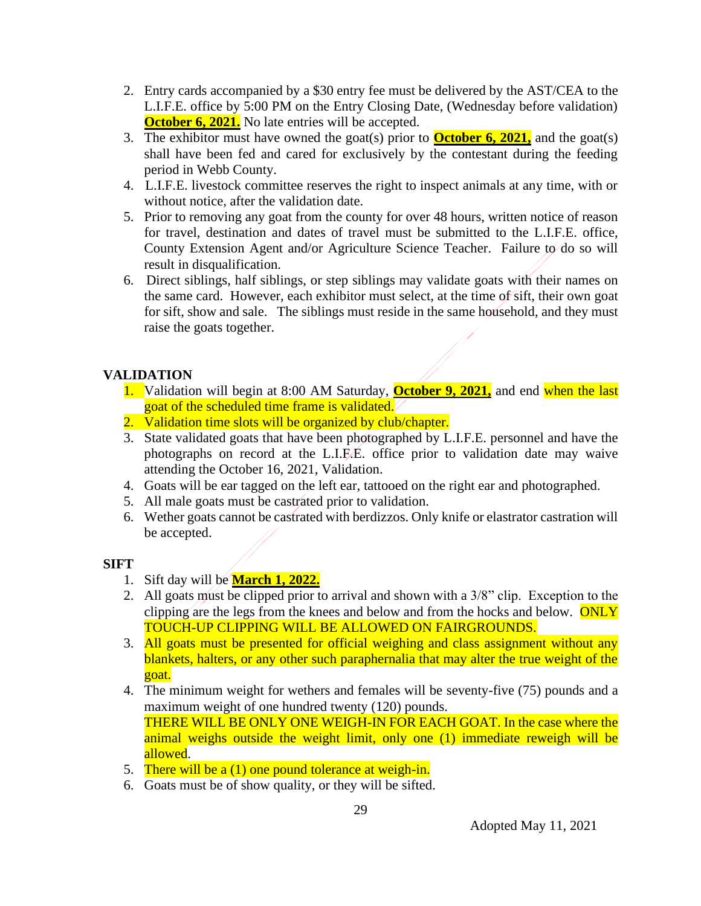2. Entry cards accompanied by a $30 entry fee must be delivered by the AST/CEA to the L.I.F.E. office by 5:00 PM on the Entry Closing Date, (Wednesday before validation) **October 6, 2021.** No late entries will be accepted.
3. The exhibitor must have owned the goat(s) prior to **October 6, 2021,** and the goat(s) shall have been fed and cared for exclusively by the contestant during the feeding period in Webb County.
4. L.I.F.E. livestock committee reserves the right to inspect animals at any time, with or without notice, after the validation date.
5. Prior to removing any goat from the county for over 48 hours, written notice of reason for travel, destination and dates of travel must be submitted to the L.I.F.E. office, County Extension Agent and/or Agriculture Science Teacher. Failure to do so will result in disqualification.
6. Direct siblings, half siblings, or step siblings may validate goats with their names on the same card. However, each exhibitor must select, at the time of sift, their own goat for sift, show and sale. The siblings must reside in the same household, and they must raise the goats together.

**VALIDATION**

1. Validation will begin at 8:00 AM Saturday, **October 9, 2021,** and end when the last goat of the scheduled time frame is validated.
2. Validation time slots will be organized by club/chapter.
3. State validated goats that have been photographed by L.I.F.E. personnel and have the photographs on record at the L.I.F.E. office prior to validation date may waive attending the October 16, 2021, Validation.
4. Goats will be ear tagged on the left ear, tattooed on the right ear and photographed.
5. All male goats must be castrated prior to validation.
6. Wether goats cannot be castrated with berdizzos. Only knife or elastrator castration will be accepted.

**SIFT**

1. Sift day will be **March 1, 2022.**
2. All goats must be clipped prior to arrival and shown with a 3/8" clip. Exception to the clipping are the legs from the knees and below and from the hocks and below. ONLY TOUCH-UP CLIPPING WILL BE ALLOWED ON FAIRGROUNDS.
3. All goats must be presented for official weighing and class assignment without any blankets, halters, or any other such paraphernalia that may alter the true weight of the goat.
4. The minimum weight for wethers and females will be seventy-five (75) pounds and a maximum weight of one hundred twenty (120) pounds.
   THERE WILL BE ONLY ONE WEIGH-IN FOR EACH GOAT. In the case where the animal weighs outside the weight limit, only one (1) immediate reweigh will be allowed.
5. There will be a (1) one pound tolerance at weigh-in.
6. Goats must be of show quality, or they will be sifted.

Adopted May 11, 2021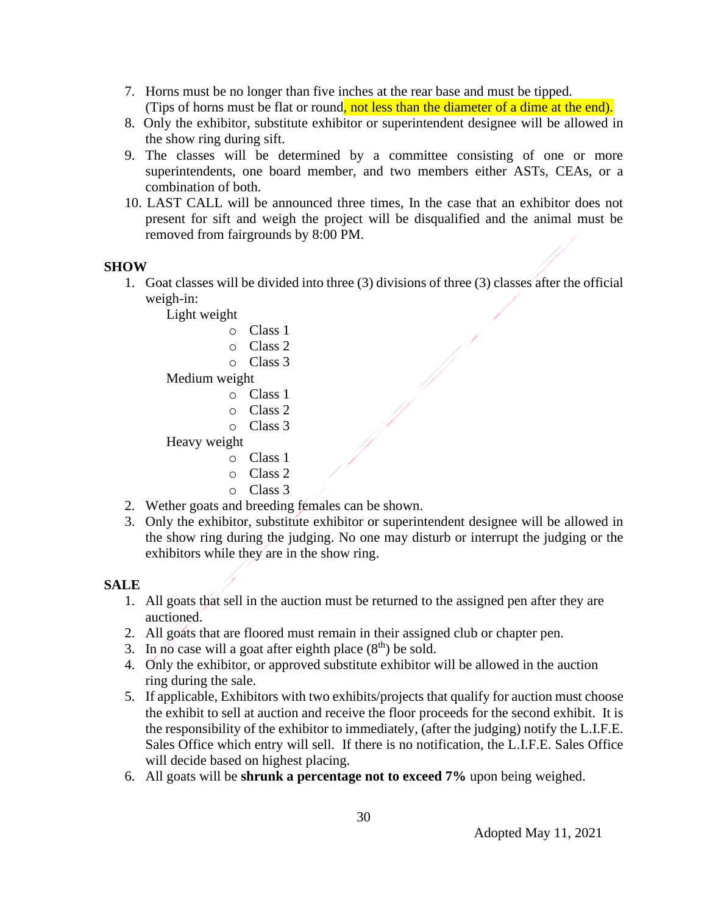7. Horns must be no longer than five inches at the rear base and must be tipped. (Tips of horns must be flat or round, not less than the diameter of a dime at the end).
8. Only the exhibitor, substitute exhibitor or superintendent designee will be allowed in the show ring during sift.
9. The classes will be determined by a committee consisting of one or more superintendents, one board member, and two members either ASTs, CEAs, or a combination of both.
10. LAST CALL will be announced three times, In the case that an exhibitor does not present for sift and weigh the project will be disqualified and the animal must be removed from fairgrounds by 8:00 PM.

**SHOW**

1. Goat classes will be divided into three (3) divisions of three (3) classes after the official weigh-in:

   Light weight
   - Class 1
   - Class 2
   - Class 3

   Medium weight
   - Class 1
   - Class 2
   - Class 3

   Heavy weight
   - Class 1
   - Class 2
   - Class 3
2. Wether goats and breeding females can be shown.
3. Only the exhibitor, substitute exhibitor or superintendent designee will be allowed in the show ring during the judging. No one may disturb or interrupt the judging or the exhibitors while they are in the show ring.

**SALE**

1. All goats that sell in the auction must be returned to the assigned pen after they are auctioned.
2. All goats that are floored must remain in their assigned club or chapter pen.
3. In no case will a goat after eighth place (8th) be sold.
4. Only the exhibitor, or approved substitute exhibitor will be allowed in the auction ring during the sale.
5. If applicable, Exhibitors with two exhibits/projects that qualify for auction must choose the exhibit to sell at auction and receive the floor proceeds for the second exhibit. It is the responsibility of the exhibitor to immediately, (after the judging) notify the L.I.F.E. Sales Office which entry will sell. If there is no notification, the L.I.F.E. Sales Office will decide based on highest placing.
6. All goats will be **shrunk a percentage not to exceed 7%** upon being weighed.

Adopted May 11, 2021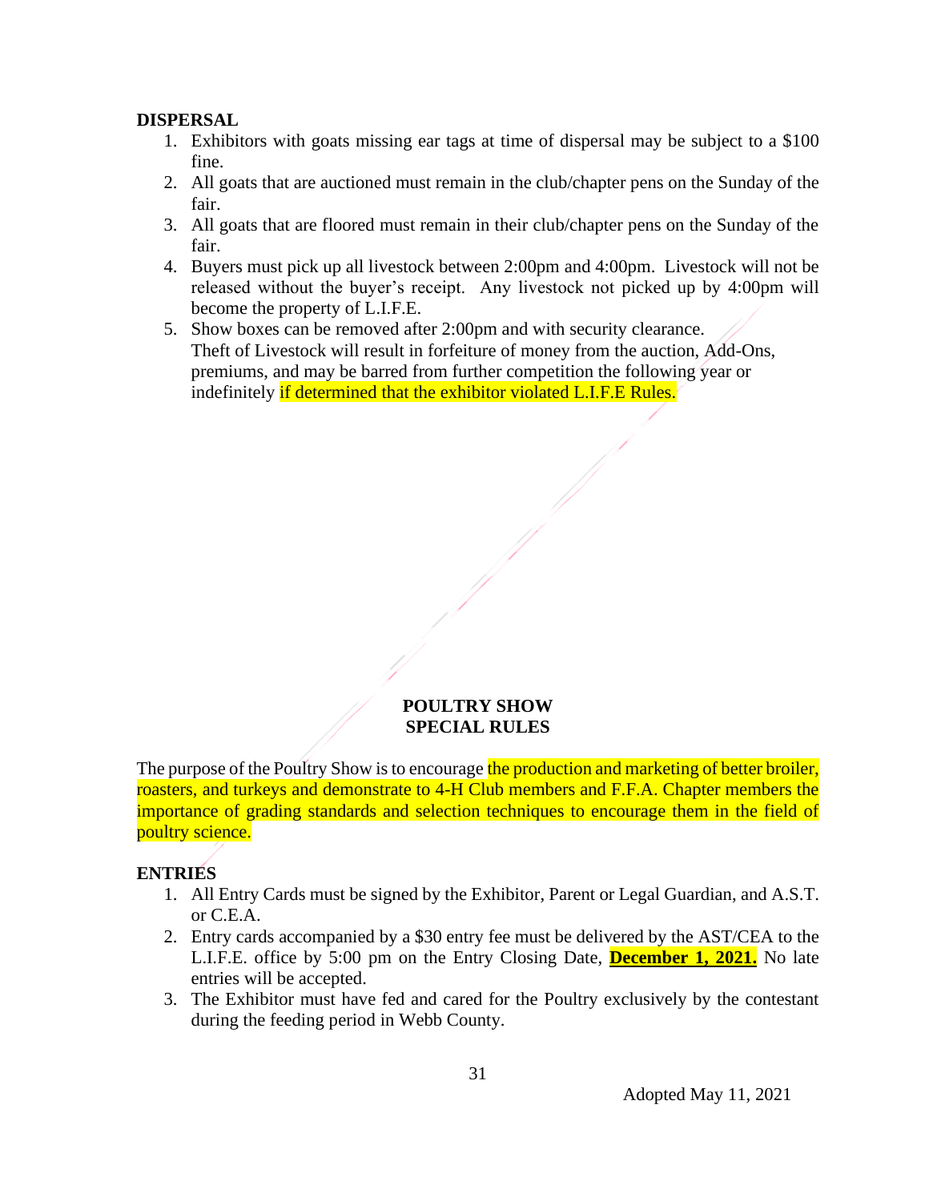**DISPERSAL**

1. Exhibitors with goats missing ear tags at time of dispersal may be subject to a $100 fine.
2. All goats that are auctioned must remain in the club/chapter pens on the Sunday of the fair.
3. All goats that are floored must remain in their club/chapter pens on the Sunday of the fair.
4. Buyers must pick up all livestock between 2:00pm and 4:00pm. Livestock will not be released without the buyer's receipt. Any livestock not picked up by 4:00pm will become the property of L.I.F.E.
5. Show boxes can be removed after 2:00pm and with security clearance.
   Theft of Livestock will result in forfeiture of money from the auction, Add-Ons, premiums, and may be barred from further competition the following year or indefinitely if determined that the exhibitor violated L.I.F.E Rules.

## POULTRY SHOW
## SPECIAL RULES

The purpose of the Poultry Show is to encourage the production and marketing of better broiler, roasters, and turkeys and demonstrate to 4-H Club members and F.F.A. Chapter members the importance of grading standards and selection techniques to encourage them in the field of poultry science.

**ENTRIES**

1. All Entry Cards must be signed by the Exhibitor, Parent or Legal Guardian, and A.S.T. or C.E.A.
2. Entry cards accompanied by a $30 entry fee must be delivered by the AST/CEA to the L.I.F.E. office by 5:00 pm on the Entry Closing Date, **December 1, 2021.** No late entries will be accepted.
3. The Exhibitor must have fed and cared for the Poultry exclusively by the contestant during the feeding period in Webb County.

Adopted May 11, 2021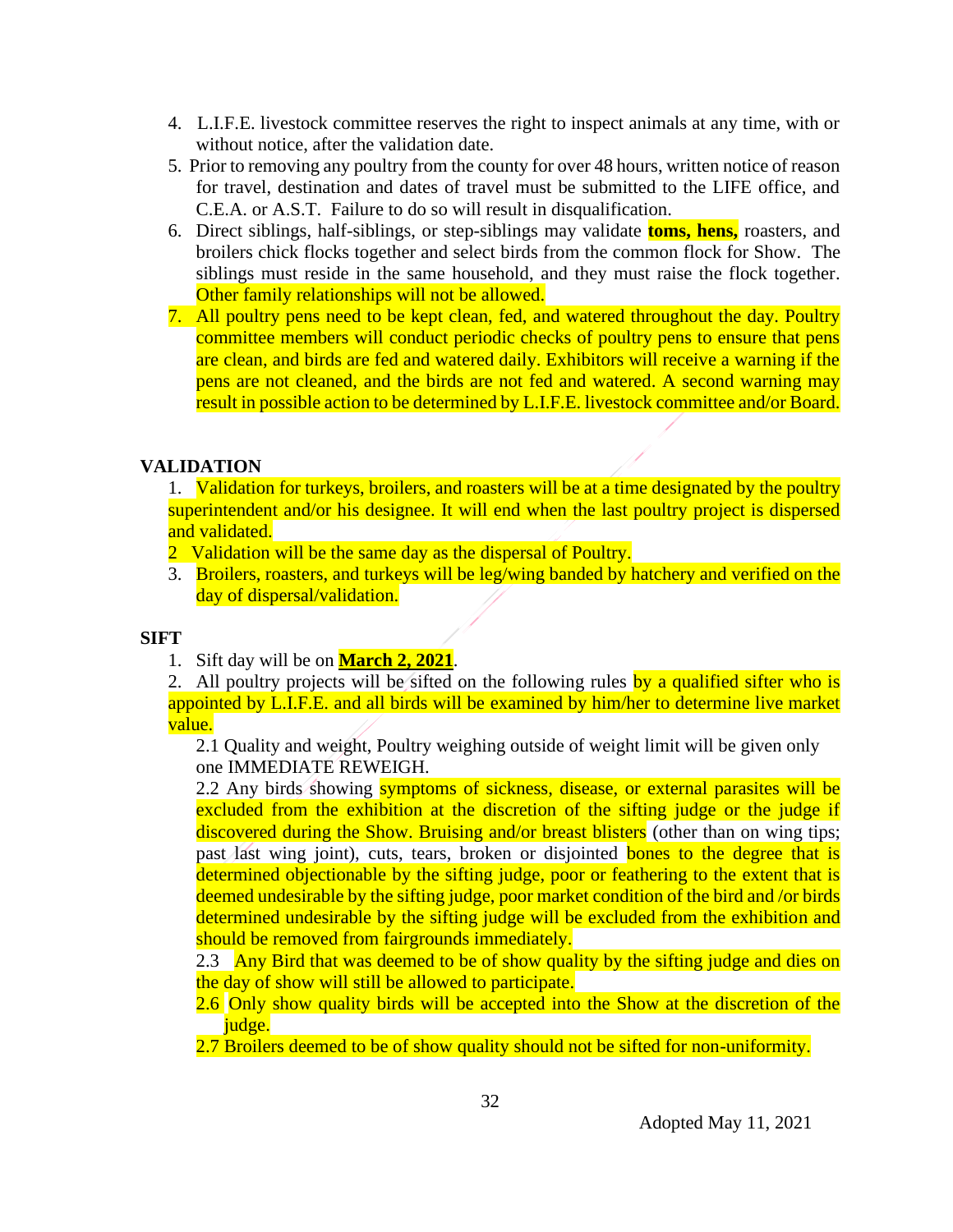4. L.I.F.E. livestock committee reserves the right to inspect animals at any time, with or without notice, after the validation date.
5. Prior to removing any poultry from the county for over 48 hours, written notice of reason for travel, destination and dates of travel must be submitted to the LIFE office, and C.E.A. or A.S.T. Failure to do so will result in disqualification.
6. Direct siblings, half-siblings, or step-siblings may validate **toms, hens,** roasters, and broilers chick flocks together and select birds from the common flock for Show. The siblings must reside in the same household, and they must raise the flock together. Other family relationships will not be allowed.
7. All poultry pens need to be kept clean, fed, and watered throughout the day. Poultry committee members will conduct periodic checks of poultry pens to ensure that pens are clean, and birds are fed and watered daily. Exhibitors will receive a warning if the pens are not cleaned, and the birds are not fed and watered. A second warning may result in possible action to be determined by L.I.F.E. livestock committee and/or Board.

## VALIDATION

1. Validation for turkeys, broilers, and roasters will be at a time designated by the poultry superintendent and/or his designee. It will end when the last poultry project is dispersed and validated.
2 Validation will be the same day as the dispersal of Poultry.
3. Broilers, roasters, and turkeys will be leg/wing banded by hatchery and verified on the day of dispersal/validation.

## SIFT

1. Sift day will be on **March 2, 2021**.
2. All poultry projects will be sifted on the following rules by a qualified sifter who is appointed by L.I.F.E. and all birds will be examined by him/her to determine live market value.

   2.1 Quality and weight, Poultry weighing outside of weight limit will be given only one IMMEDIATE REWEIGH.

   2.2 Any birds showing symptoms of sickness, disease, or external parasites will be excluded from the exhibition at the discretion of the sifting judge or the judge if discovered during the Show. Bruising and/or breast blisters (other than on wing tips; past last wing joint), cuts, tears, broken or disjointed bones to the degree that is determined objectionable by the sifting judge, poor or feathering to the extent that is deemed undesirable by the sifting judge, poor market condition of the bird and /or birds determined undesirable by the sifting judge will be excluded from the exhibition and should be removed from fairgrounds immediately.

   2.3 Any Bird that was deemed to be of show quality by the sifting judge and dies on the day of show will still be allowed to participate.

   2.6 Only show quality birds will be accepted into the Show at the discretion of the judge.

   2.7 Broilers deemed to be of show quality should not be sifted for non-uniformity.

Adopted May 11, 2021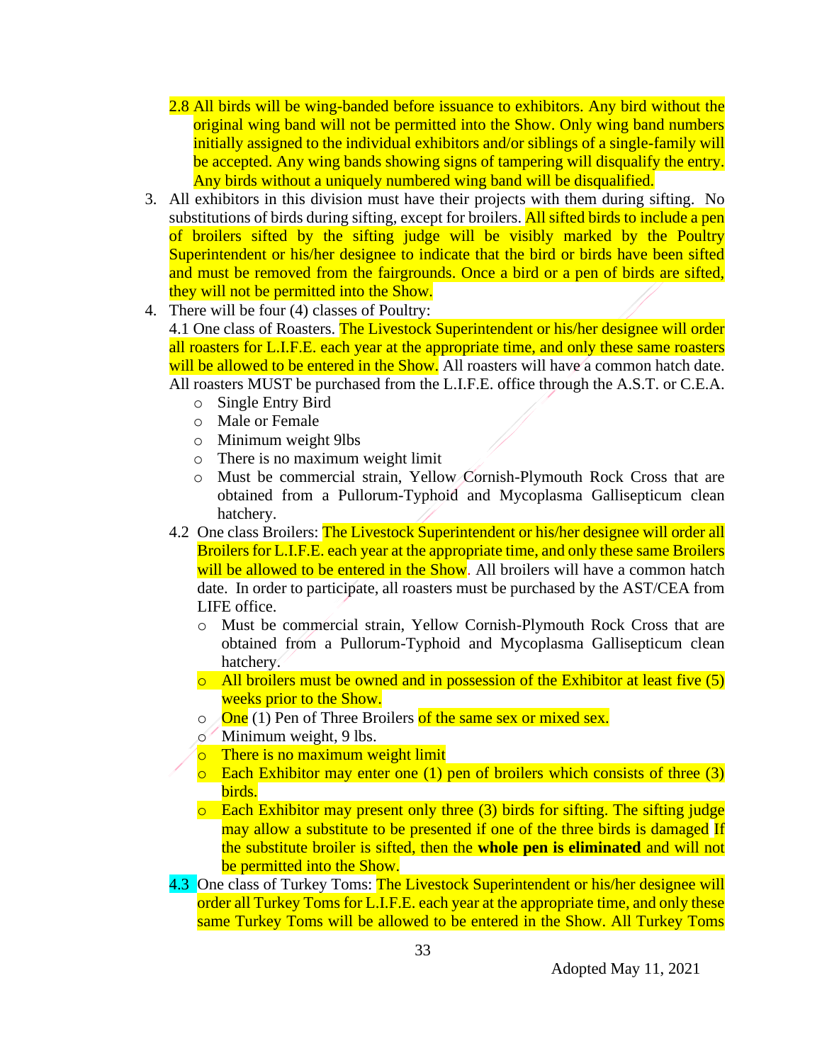2.8 All birds will be wing-banded before issuance to exhibitors. Any bird without the original wing band will not be permitted into the Show. Only wing band numbers initially assigned to the individual exhibitors and/or siblings of a single-family will be accepted. Any wing bands showing signs of tampering will disqualify the entry. Any birds without a uniquely numbered wing band will be disqualified.

3. All exhibitors in this division must have their projects with them during sifting. No substitutions of birds during sifting, except for broilers. All sifted birds to include a pen of broilers sifted by the sifting judge will be visibly marked by the Poultry Superintendent or his/her designee to indicate that the bird or birds have been sifted and must be removed from the fairgrounds. Once a bird or a pen of birds are sifted, they will not be permitted into the Show.

4. There will be four (4) classes of Poultry:

   4.1 One class of Roasters. The Livestock Superintendent or his/her designee will order all roasters for L.I.F.E. each year at the appropriate time, and only these same roasters will be allowed to be entered in the Show. All roasters will have a common hatch date. All roasters MUST be purchased from the L.I.F.E. office through the A.S.T. or C.E.A.
   - Single Entry Bird
   - Male or Female
   - Minimum weight 9lbs
   - There is no maximum weight limit
   - Must be commercial strain, Yellow Cornish-Plymouth Rock Cross that are obtained from a Pullorum-Typhoid and Mycoplasma Gallisepticum clean hatchery.

   4.2 One class Broilers: The Livestock Superintendent or his/her designee will order all Broilers for L.I.F.E. each year at the appropriate time, and only these same Broilers will be allowed to be entered in the Show. All broilers will have a common hatch date. In order to participate, all roasters must be purchased by the AST/CEA from LIFE office.
   - Must be commercial strain, Yellow Cornish-Plymouth Rock Cross that are obtained from a Pullorum-Typhoid and Mycoplasma Gallisepticum clean hatchery.
   - All broilers must be owned and in possession of the Exhibitor at least five (5) weeks prior to the Show.
   - One (1) Pen of Three Broilers of the same sex or mixed sex.
   - Minimum weight, 9 lbs.
   - There is no maximum weight limit
   - Each Exhibitor may enter one (1) pen of broilers which consists of three (3) birds.
   - Each Exhibitor may present only three (3) birds for sifting. The sifting judge may allow a substitute to be presented if one of the three birds is damaged If the substitute broiler is sifted, then the **whole pen is eliminated** and will not be permitted into the Show.

   4.3 One class of Turkey Toms: The Livestock Superintendent or his/her designee will order all Turkey Toms for L.I.F.E. each year at the appropriate time, and only these same Turkey Toms will be allowed to be entered in the Show. All Turkey Toms

Adopted May 11, 2021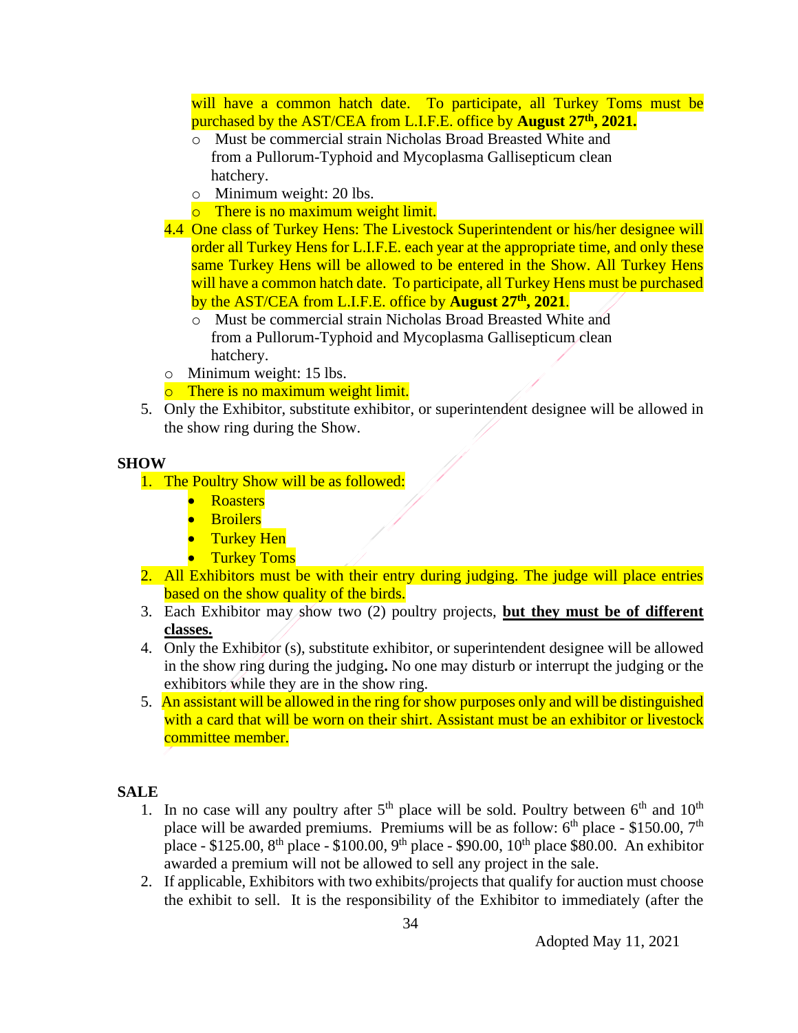will have a common hatch date. To participate, all Turkey Toms must be purchased by the AST/CEA from L.I.F.E. office by **August 27th, 2021.**

- Must be commercial strain Nicholas Broad Breasted White and from a Pullorum-Typhoid and Mycoplasma Gallisepticum clean hatchery.
- Minimum weight: 20 lbs.
- There is no maximum weight limit.

4.4 One class of Turkey Hens: The Livestock Superintendent or his/her designee will order all Turkey Hens for L.I.F.E. each year at the appropriate time, and only these same Turkey Hens will be allowed to be entered in the Show. All Turkey Hens will have a common hatch date. To participate, all Turkey Hens must be purchased by the AST/CEA from L.I.F.E. office by **August 27th, 2021**.

- Must be commercial strain Nicholas Broad Breasted White and from a Pullorum-Typhoid and Mycoplasma Gallisepticum clean hatchery.
- Minimum weight: 15 lbs.
- There is no maximum weight limit.

5. Only the Exhibitor, substitute exhibitor, or superintendent designee will be allowed in the show ring during the Show.

**SHOW**

1. The Poultry Show will be as followed:
   - Roasters
   - Broilers
   - Turkey Hen
   - Turkey Toms
2. All Exhibitors must be with their entry during judging. The judge will place entries based on the show quality of the birds.
3. Each Exhibitor may show two (2) poultry projects, **but they must be of different classes.**
4. Only the Exhibitor (s), substitute exhibitor, or superintendent designee will be allowed in the show ring during the judging**.** No one may disturb or interrupt the judging or the exhibitors while they are in the show ring.
5. An assistant will be allowed in the ring for show purposes only and will be distinguished with a card that will be worn on their shirt. Assistant must be an exhibitor or livestock committee member.

**SALE**

1. In no case will any poultry after 5th place will be sold. Poultry between 6th and 10th place will be awarded premiums. Premiums will be as follow: 6th place - $150.00, 7th place - $125.00, 8th place - $100.00, 9th place - $90.00, 10th place $80.00. An exhibitor awarded a premium will not be allowed to sell any project in the sale.
2. If applicable, Exhibitors with two exhibits/projects that qualify for auction must choose the exhibit to sell. It is the responsibility of the Exhibitor to immediately (after the

Adopted May 11, 2021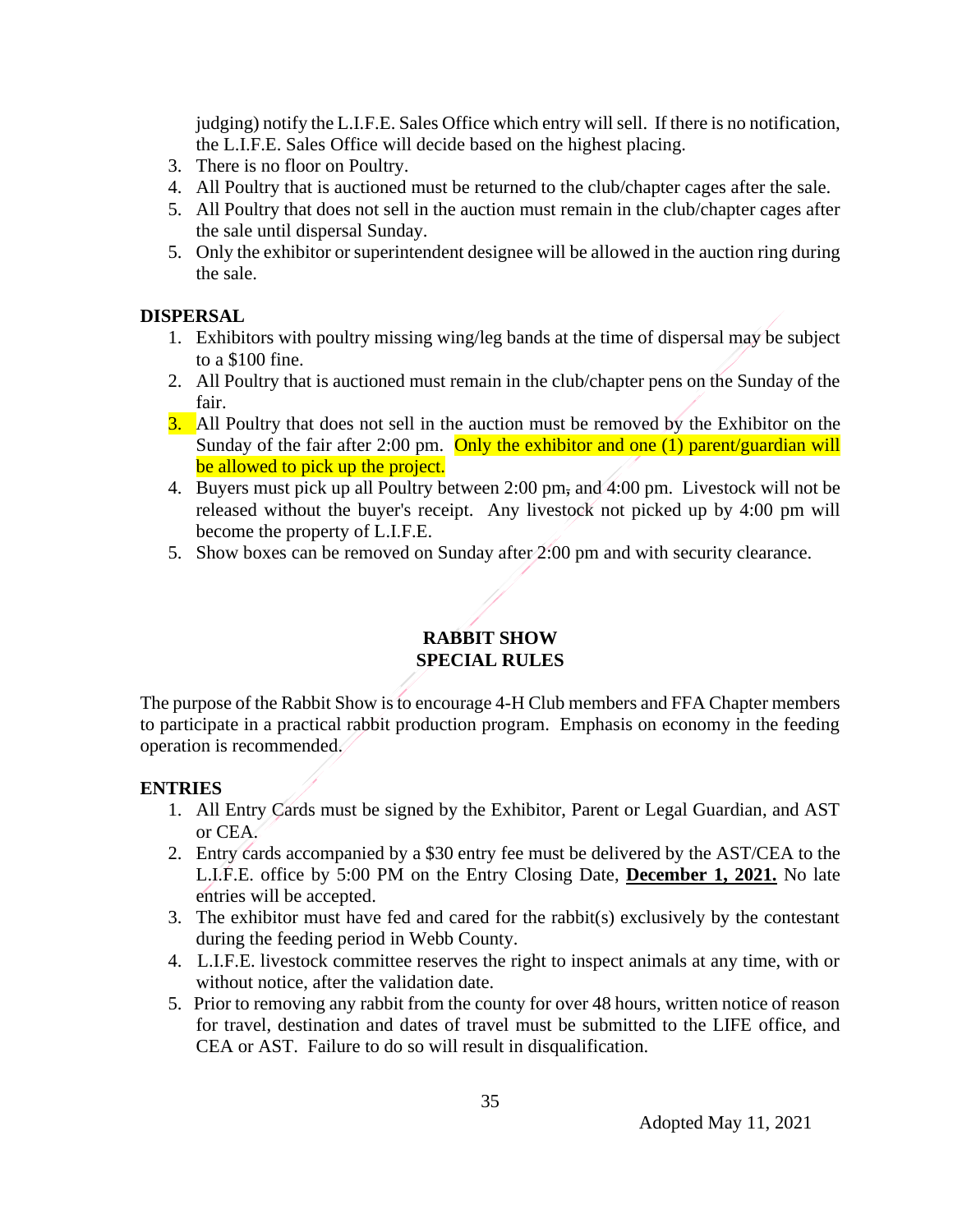judging) notify the L.I.F.E. Sales Office which entry will sell. If there is no notification, the L.I.F.E. Sales Office will decide based on the highest placing.

3. There is no floor on Poultry.
4. All Poultry that is auctioned must be returned to the club/chapter cages after the sale.
5. All Poultry that does not sell in the auction must remain in the club/chapter cages after the sale until dispersal Sunday.
5. Only the exhibitor or superintendent designee will be allowed in the auction ring during the sale.

**DISPERSAL**

1. Exhibitors with poultry missing wing/leg bands at the time of dispersal may be subject to a $100 fine.
2. All Poultry that is auctioned must remain in the club/chapter pens on the Sunday of the fair.
3. All Poultry that does not sell in the auction must be removed by the Exhibitor on the Sunday of the fair after 2:00 pm. Only the exhibitor and one (1) parent/guardian will be allowed to pick up the project.
4. Buyers must pick up all Poultry between 2:00 pm, and 4:00 pm. Livestock will not be released without the buyer's receipt. Any livestock not picked up by 4:00 pm will become the property of L.I.F.E.
5. Show boxes can be removed on Sunday after 2:00 pm and with security clearance.

## RABBIT SHOW
## SPECIAL RULES

The purpose of the Rabbit Show is to encourage 4-H Club members and FFA Chapter members to participate in a practical rabbit production program. Emphasis on economy in the feeding operation is recommended.

**ENTRIES**

1. All Entry Cards must be signed by the Exhibitor, Parent or Legal Guardian, and AST or CEA.
2. Entry cards accompanied by a $30 entry fee must be delivered by the AST/CEA to the L.I.F.E. office by 5:00 PM on the Entry Closing Date, **December 1, 2021.** No late entries will be accepted.
3. The exhibitor must have fed and cared for the rabbit(s) exclusively by the contestant during the feeding period in Webb County.
4. L.I.F.E. livestock committee reserves the right to inspect animals at any time, with or without notice, after the validation date.
5. Prior to removing any rabbit from the county for over 48 hours, written notice of reason for travel, destination and dates of travel must be submitted to the LIFE office, and CEA or AST. Failure to do so will result in disqualification.

Adopted May 11, 2021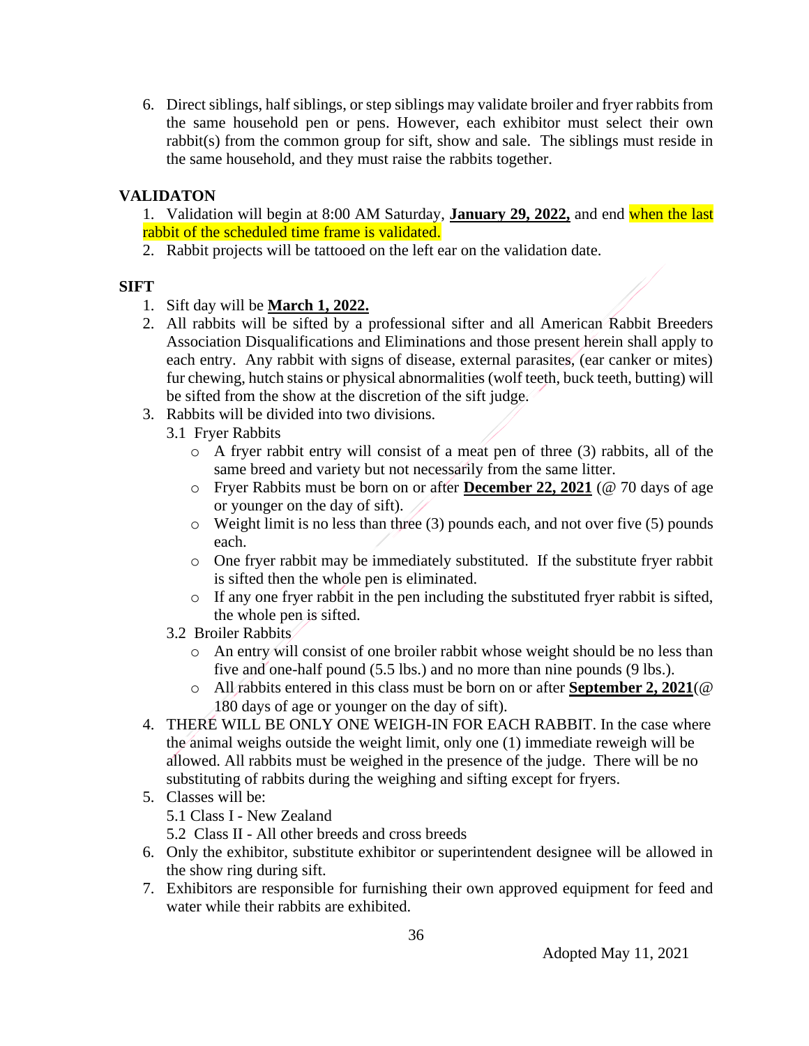6. Direct siblings, half siblings, or step siblings may validate broiler and fryer rabbits from the same household pen or pens. However, each exhibitor must select their own rabbit(s) from the common group for sift, show and sale. The siblings must reside in the same household, and they must raise the rabbits together.

## VALIDATON

1. Validation will begin at 8:00 AM Saturday, **January 29, 2022,** and end when the last rabbit of the scheduled time frame is validated.
2. Rabbit projects will be tattooed on the left ear on the validation date.

## SIFT

1. Sift day will be **March 1, 2022.**
2. All rabbits will be sifted by a professional sifter and all American Rabbit Breeders Association Disqualifications and Eliminations and those present herein shall apply to each entry. Any rabbit with signs of disease, external parasites, (ear canker or mites) fur chewing, hutch stains or physical abnormalities (wolf teeth, buck teeth, butting) will be sifted from the show at the discretion of the sift judge.
3. Rabbits will be divided into two divisions.
   3.1 Fryer Rabbits
      - A fryer rabbit entry will consist of a meat pen of three (3) rabbits, all of the same breed and variety but not necessarily from the same litter.
      - Fryer Rabbits must be born on or after **December 22, 2021** (@ 70 days of age or younger on the day of sift).
      - Weight limit is no less than three (3) pounds each, and not over five (5) pounds each.
      - One fryer rabbit may be immediately substituted. If the substitute fryer rabbit is sifted then the whole pen is eliminated.
      - If any one fryer rabbit in the pen including the substituted fryer rabbit is sifted, the whole pen is sifted.

   3.2 Broiler Rabbits
      - An entry will consist of one broiler rabbit whose weight should be no less than five and one-half pound (5.5 lbs.) and no more than nine pounds (9 lbs.).
      - All rabbits entered in this class must be born on or after **September 2, 2021**(@ 180 days of age or younger on the day of sift).
4. THERE WILL BE ONLY ONE WEIGH-IN FOR EACH RABBIT. In the case where the animal weighs outside the weight limit, only one (1) immediate reweigh will be allowed. All rabbits must be weighed in the presence of the judge. There will be no substituting of rabbits during the weighing and sifting except for fryers.
5. Classes will be:
   5.1 Class I - New Zealand
   5.2 Class II - All other breeds and cross breeds
6. Only the exhibitor, substitute exhibitor or superintendent designee will be allowed in the show ring during sift.
7. Exhibitors are responsible for furnishing their own approved equipment for feed and water while their rabbits are exhibited.

Adopted May 11, 2021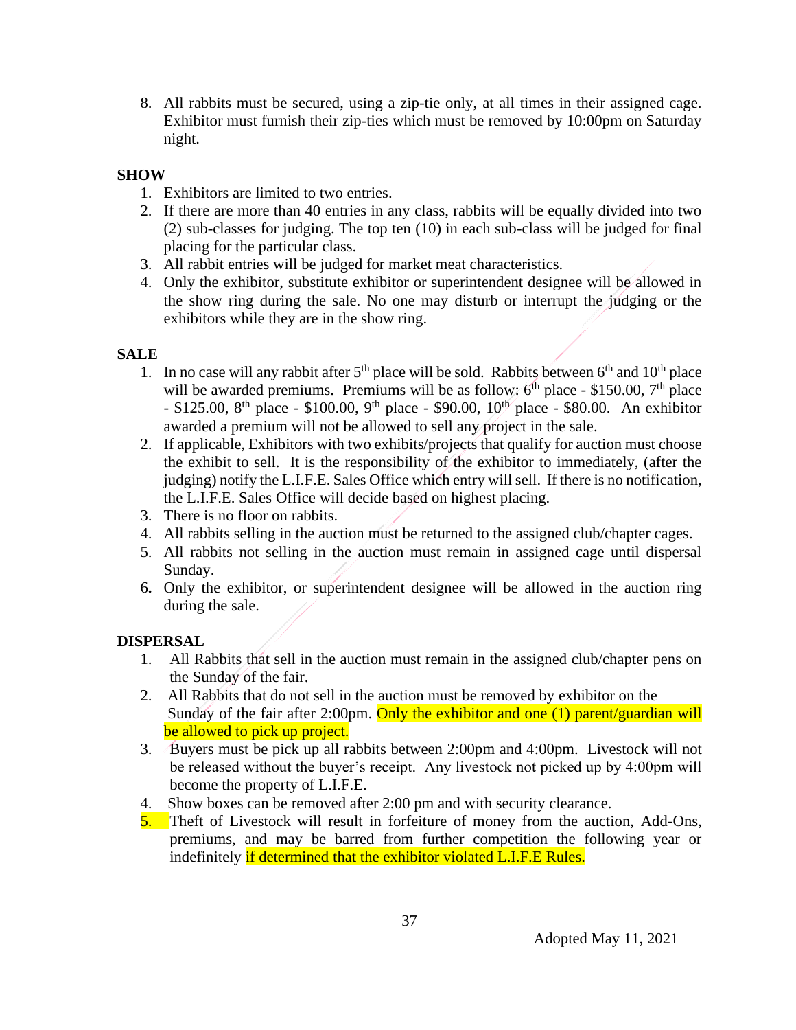8. All rabbits must be secured, using a zip-tie only, at all times in their assigned cage. Exhibitor must furnish their zip-ties which must be removed by 10:00pm on Saturday night.

**SHOW**

1. Exhibitors are limited to two entries.
2. If there are more than 40 entries in any class, rabbits will be equally divided into two (2) sub-classes for judging. The top ten (10) in each sub-class will be judged for final placing for the particular class.
3. All rabbit entries will be judged for market meat characteristics.
4. Only the exhibitor, substitute exhibitor or superintendent designee will be allowed in the show ring during the sale. No one may disturb or interrupt the judging or the exhibitors while they are in the show ring.

**SALE**

1. In no case will any rabbit after 5th place will be sold. Rabbits between 6th and 10th place will be awarded premiums. Premiums will be as follow: 6th place - $150.00, 7th place - $125.00, 8th place - $100.00, 9th place - $90.00, 10th place - $80.00. An exhibitor awarded a premium will not be allowed to sell any project in the sale.
2. If applicable, Exhibitors with two exhibits/projects that qualify for auction must choose the exhibit to sell. It is the responsibility of the exhibitor to immediately, (after the judging) notify the L.I.F.E. Sales Office which entry will sell. If there is no notification, the L.I.F.E. Sales Office will decide based on highest placing.
3. There is no floor on rabbits.
4. All rabbits selling in the auction must be returned to the assigned club/chapter cages.
5. All rabbits not selling in the auction must remain in assigned cage until dispersal Sunday.
6. Only the exhibitor, or superintendent designee will be allowed in the auction ring during the sale.

**DISPERSAL**

1. All Rabbits that sell in the auction must remain in the assigned club/chapter pens on the Sunday of the fair.
2. All Rabbits that do not sell in the auction must be removed by exhibitor on the Sunday of the fair after 2:00pm. Only the exhibitor and one (1) parent/guardian will be allowed to pick up project.
3. Buyers must be pick up all rabbits between 2:00pm and 4:00pm. Livestock will not be released without the buyer's receipt. Any livestock not picked up by 4:00pm will become the property of L.I.F.E.
4. Show boxes can be removed after 2:00 pm and with security clearance.
5. Theft of Livestock will result in forfeiture of money from the auction, Add-Ons, premiums, and may be barred from further competition the following year or indefinitely if determined that the exhibitor violated L.I.F.E Rules.

Adopted May 11, 2021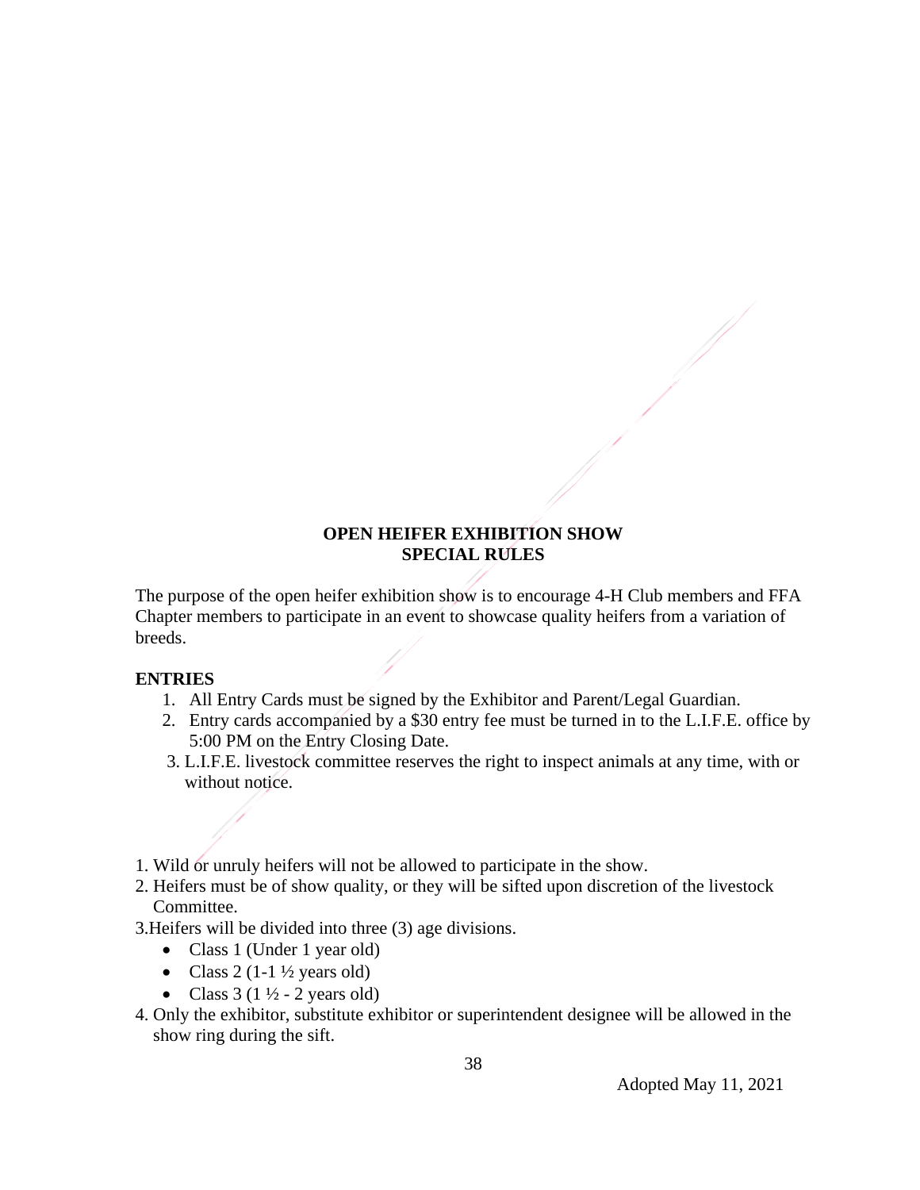**OPEN HEIFER EXHIBITION SHOW**
**SPECIAL RULES**

The purpose of the open heifer exhibition show is to encourage 4-H Club members and FFA Chapter members to participate in an event to showcase quality heifers from a variation of breeds.

**ENTRIES**

1. All Entry Cards must be signed by the Exhibitor and Parent/Legal Guardian.
2. Entry cards accompanied by a $30 entry fee must be turned in to the L.I.F.E. office by 5:00 PM on the Entry Closing Date.
3. L.I.F.E. livestock committee reserves the right to inspect animals at any time, with or without notice.

1. Wild or unruly heifers will not be allowed to participate in the show.
2. Heifers must be of show quality, or they will be sifted upon discretion of the livestock Committee.
3. Heifers will be divided into three (3) age divisions.
   - Class 1 (Under 1 year old)
   - Class 2 (1-1 ½ years old)
   - Class 3 (1 ½ - 2 years old)
4. Only the exhibitor, substitute exhibitor or superintendent designee will be allowed in the show ring during the sift.

Adopted May 11, 2021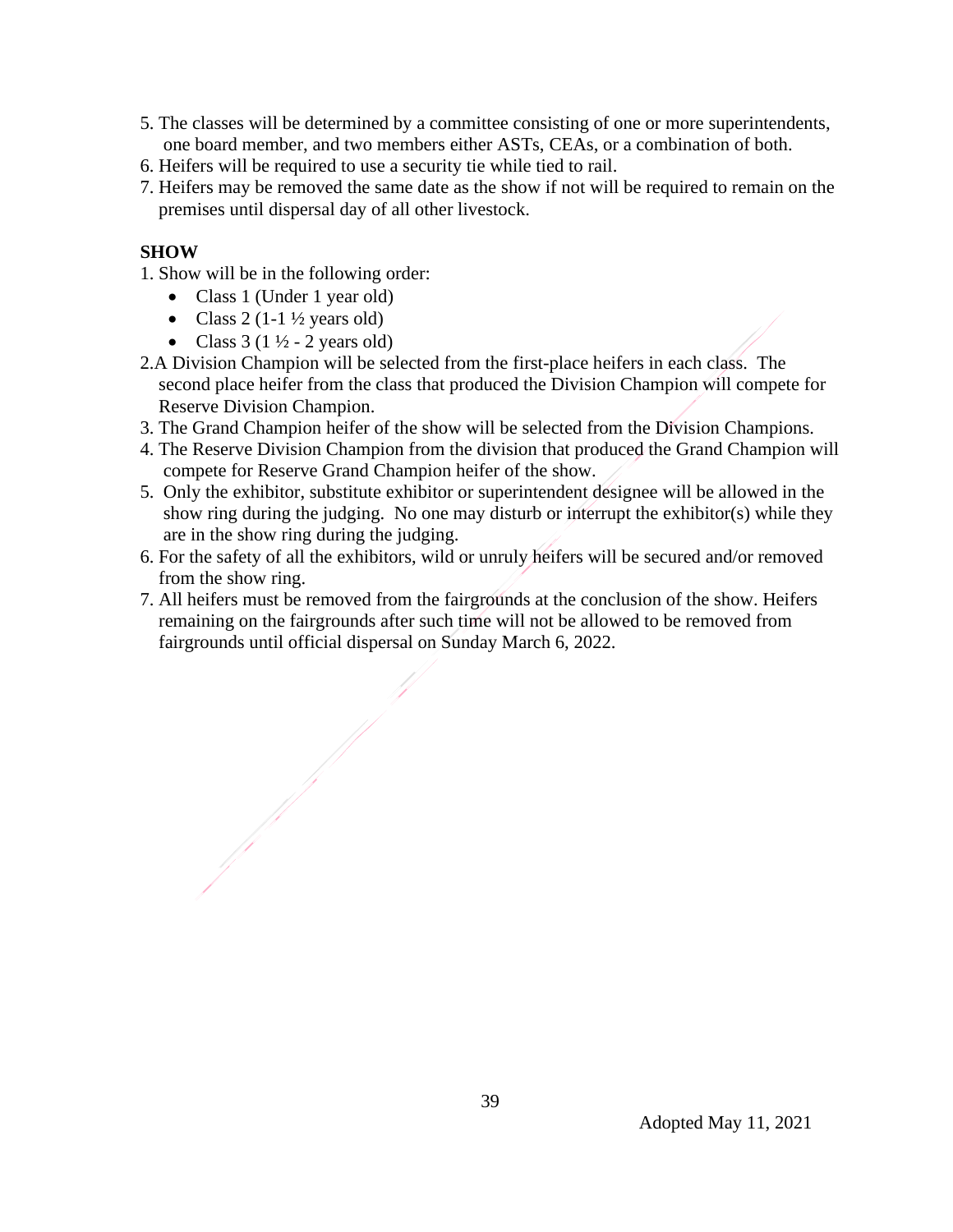5. The classes will be determined by a committee consisting of one or more superintendents, one board member, and two members either ASTs, CEAs, or a combination of both.
6. Heifers will be required to use a security tie while tied to rail.
7. Heifers may be removed the same date as the show if not will be required to remain on the premises until dispersal day of all other livestock.

**SHOW**

1. Show will be in the following order:
   - Class 1 (Under 1 year old)
   - Class 2 (1-1 ½ years old)
   - Class 3 (1 ½ - 2 years old)
2. A Division Champion will be selected from the first-place heifers in each class. The second place heifer from the class that produced the Division Champion will compete for Reserve Division Champion.
3. The Grand Champion heifer of the show will be selected from the Division Champions.
4. The Reserve Division Champion from the division that produced the Grand Champion will compete for Reserve Grand Champion heifer of the show.
5. Only the exhibitor, substitute exhibitor or superintendent designee will be allowed in the show ring during the judging. No one may disturb or interrupt the exhibitor(s) while they are in the show ring during the judging.
6. For the safety of all the exhibitors, wild or unruly heifers will be secured and/or removed from the show ring.
7. All heifers must be removed from the fairgrounds at the conclusion of the show. Heifers remaining on the fairgrounds after such time will not be allowed to be removed from fairgrounds until official dispersal on Sunday March 6, 2022.

Adopted May 11, 2021